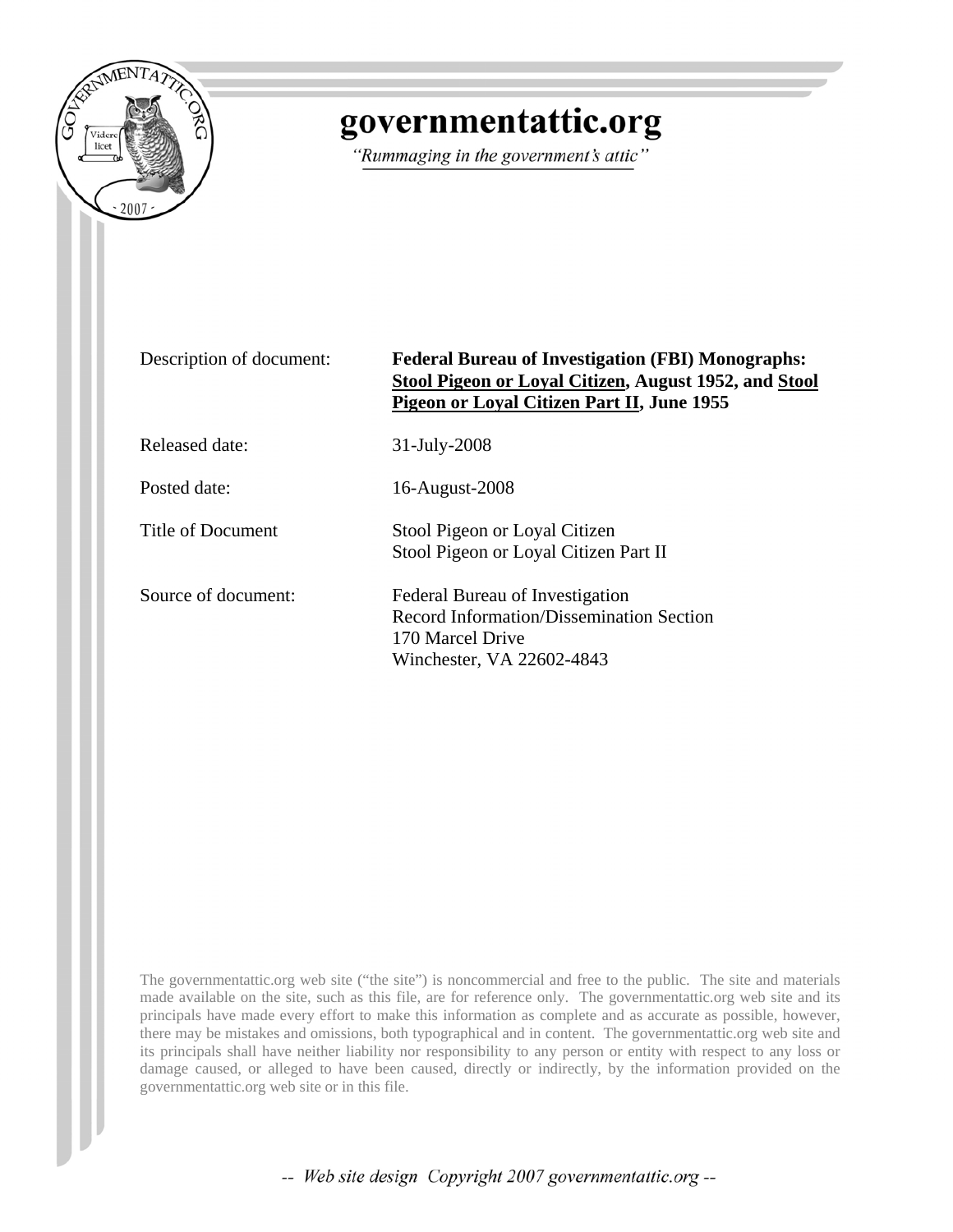# governmentattic.org

*"Rummaging in the government's attic"*

| | |
|---|---|
| Description of document: | **Federal Bureau of Investigation (FBI) Monographs: Stool Pigeon or Loyal Citizen, August 1952, and Stool Pigeon or Loyal Citizen Part II, June 1955** |
| Released date: | 31-July-2008 |
| Posted date: | 16-August-2008 |
| Title of Document | Stool Pigeon or Loyal Citizen<br>Stool Pigeon or Loyal Citizen Part II |
| Source of document: | Federal Bureau of Investigation<br>Record Information/Dissemination Section<br>170 Marcel Drive<br>Winchester, VA 22602-4843 |

The governmentattic.org web site ("the site") is noncommercial and free to the public. The site and materials made available on the site, such as this file, are for reference only. The governmentattic.org web site and its principals have made every effort to make this information as complete and as accurate as possible, however, there may be mistakes and omissions, both typographical and in content. The governmentattic.org web site and its principals shall have neither liability nor responsibility to any person or entity with respect to any loss or damage caused, or alleged to have been caused, directly or indirectly, by the information provided on the governmentattic.org web site or in this file.

*-- Web site design Copyright 2007 governmentattic.org --*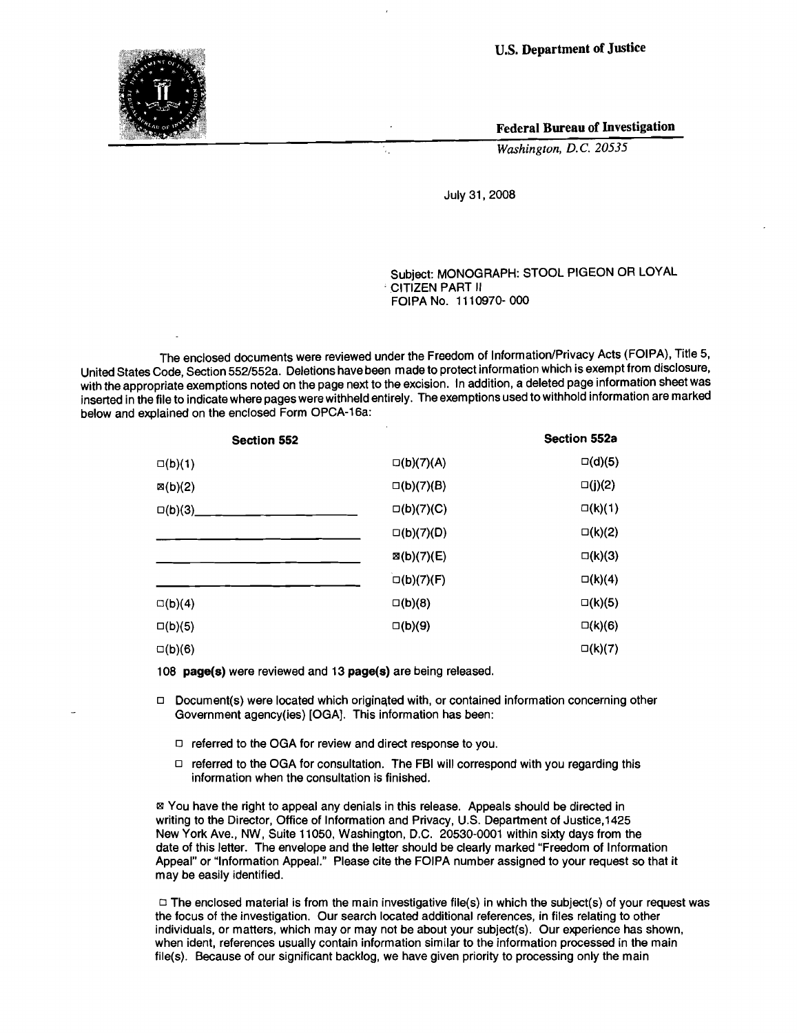U.S. Department of Justice

Federal Bureau of Investigation

*Washington, D.C. 20535*

July 31, 2008

Subject: MONOGRAPH: STOOL PIGEON OR LOYAL CITIZEN PART II
FOIPA No. 1110970- 000

The enclosed documents were reviewed under the Freedom of Information/Privacy Acts (FOIPA), Title 5, United States Code, Section 552/552a. Deletions have been made to protect information which is exempt from disclosure, with the appropriate exemptions noted on the page next to the excision. In addition, a deleted page information sheet was inserted in the file to indicate where pages were withheld entirely. The exemptions used to withhold information are marked below and explained on the enclosed Form OPCA-16a:

| **Section 552** | | **Section 552a** |
|---|---|---|
| ☐(b)(1) | ☐(b)(7)(A) | ☐(d)(5) |
| ☒(b)(2) | ☐(b)(7)(B) | ☐(j)(2) |
| ☐(b)(3)\_\_\_\_\_\_\_\_\_\_\_\_ | ☐(b)(7)(C) | ☐(k)(1) |
| \_\_\_\_\_\_\_\_\_\_\_\_ | ☐(b)(7)(D) | ☐(k)(2) |
| \_\_\_\_\_\_\_\_\_\_\_\_ | ☒(b)(7)(E) | ☐(k)(3) |
| \_\_\_\_\_\_\_\_\_\_\_\_ | ☐(b)(7)(F) | ☐(k)(4) |
| ☐(b)(4) | ☐(b)(8) | ☐(k)(5) |
| ☐(b)(5) | ☐(b)(9) | ☐(k)(6) |
| ☐(b)(6) | | ☐(k)(7) |

108 **page(s)** were reviewed and 13 **page(s)** are being released.

☐ Document(s) were located which originated with, or contained information concerning other Government agency(ies) [OGA]. This information has been:

- ☐ referred to the OGA for review and direct response to you.
- ☐ referred to the OGA for consultation. The FBI will correspond with you regarding this information when the consultation is finished.

☒ You have the right to appeal any denials in this release. Appeals should be directed in writing to the Director, Office of Information and Privacy, U.S. Department of Justice,1425 New York Ave., NW, Suite 11050, Washington, D.C. 20530-0001 within sixty days from the date of this letter. The envelope and the letter should be clearly marked "Freedom of Information Appeal" or "Information Appeal." Please cite the FOIPA number assigned to your request so that it may be easily identified.

☐ The enclosed material is from the main investigative file(s) in which the subject(s) of your request was the focus of the investigation. Our search located additional references, in files relating to other individuals, or matters, which may or may not be about your subject(s). Our experience has shown, when ident, references usually contain information similar to the information processed in the main file(s). Because of our significant backlog, we have given priority to processing only the main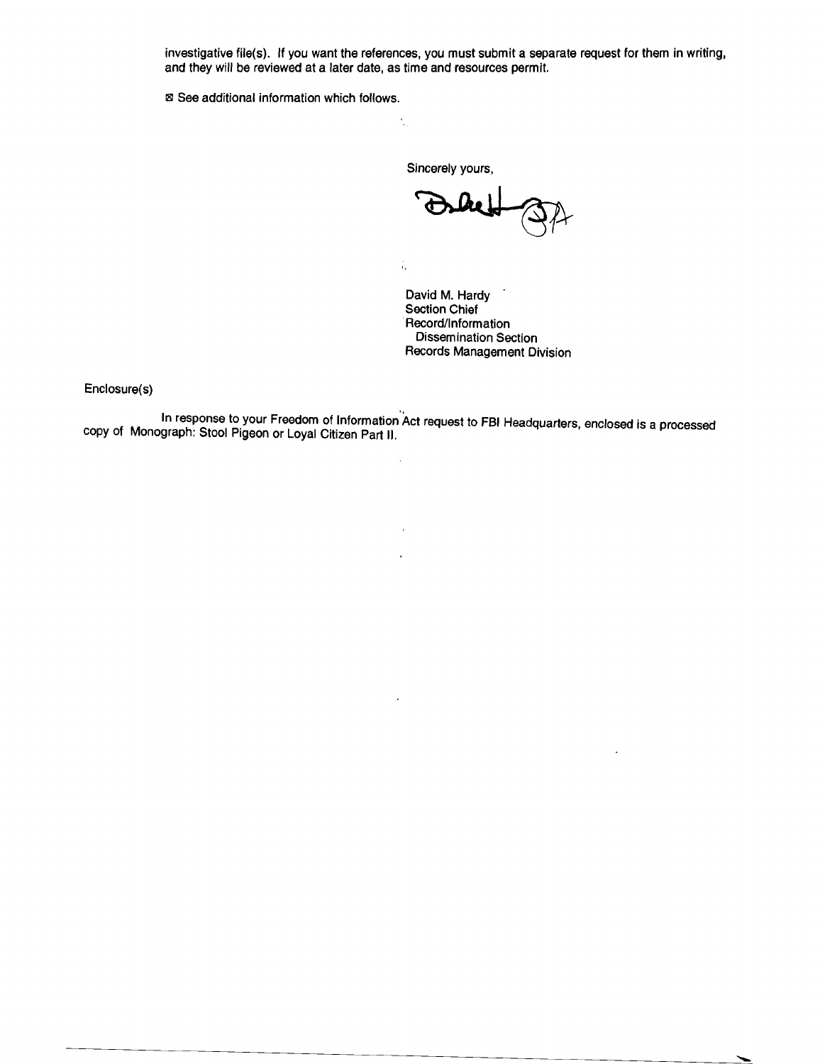investigative file(s). If you want the references, you must submit a separate request for them in writing, and they will be reviewed at a later date, as time and resources permit.

☒ See additional information which follows.

Sincerely yours,

David M. Hardy
Section Chief
Record/Information
Dissemination Section
Records Management Division

Enclosure(s)

In response to your Freedom of Information Act request to FBI Headquarters, enclosed is a processed copy of Monograph: Stool Pigeon or Loyal Citizen Part II.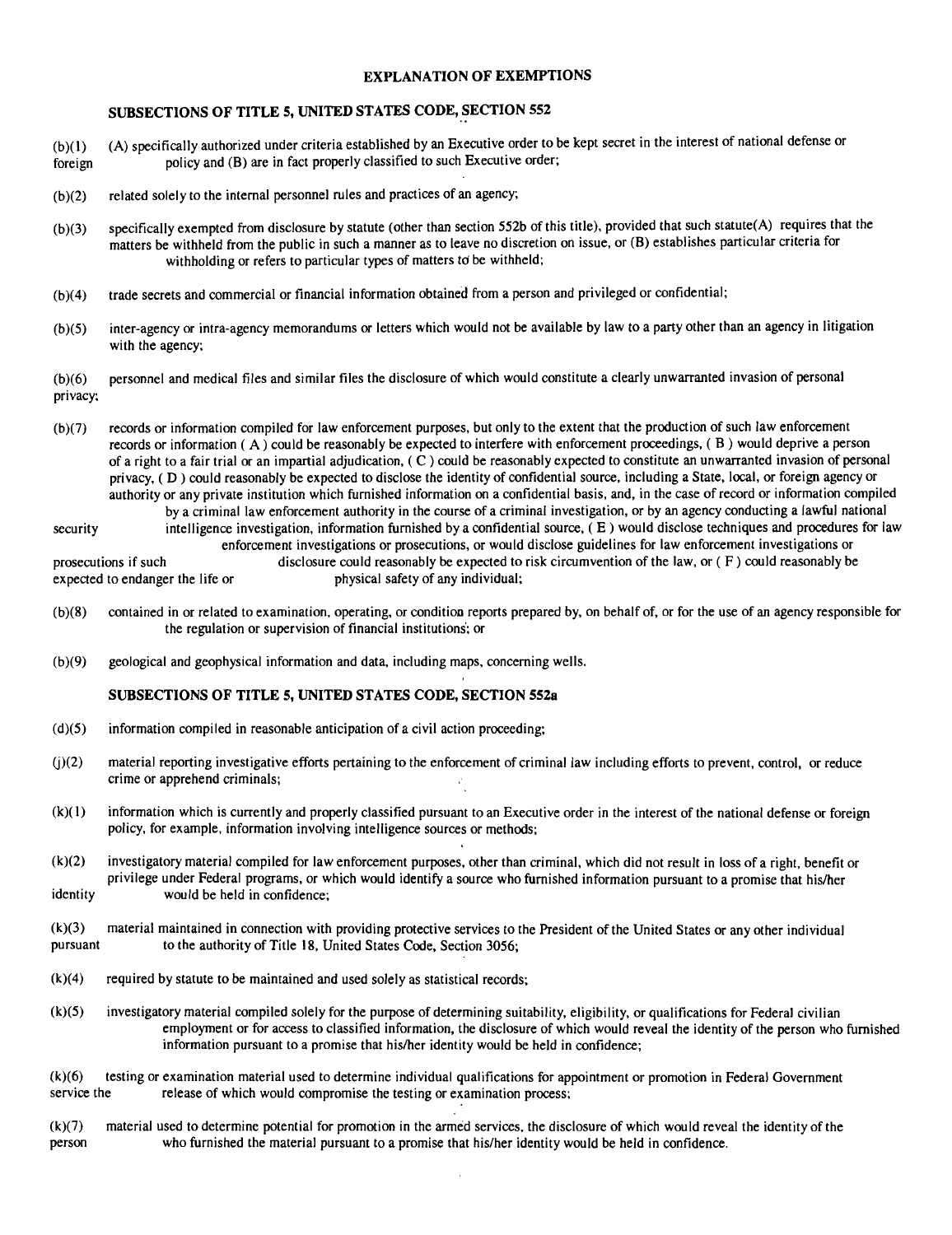## EXPLANATION OF EXEMPTIONS

### SUBSECTIONS OF TITLE 5, UNITED STATES CODE, SECTION 552

(b)(1) (A) specifically authorized under criteria established by an Executive order to be kept secret in the interest of national defense or foreign policy and (B) are in fact properly classified to such Executive order;

(b)(2) related solely to the internal personnel rules and practices of an agency;

(b)(3) specifically exempted from disclosure by statute (other than section 552b of this title), provided that such statute(A) requires that the matters be withheld from the public in such a manner as to leave no discretion on issue, or (B) establishes particular criteria for withholding or refers to particular types of matters to be withheld;

(b)(4) trade secrets and commercial or financial information obtained from a person and privileged or confidential;

(b)(5) inter-agency or intra-agency memorandums or letters which would not be available by law to a party other than an agency in litigation with the agency;

(b)(6) personnel and medical files and similar files the disclosure of which would constitute a clearly unwarranted invasion of personal privacy;

(b)(7) records or information compiled for law enforcement purposes, but only to the extent that the production of such law enforcement records or information ( A ) could be reasonably be expected to interfere with enforcement proceedings, ( B ) would deprive a person of a right to a fair trial or an impartial adjudication, ( C ) could be reasonably expected to constitute an unwarranted invasion of personal privacy, ( D ) could reasonably be expected to disclose the identity of confidential source, including a State, local, or foreign agency or authority or any private institution which furnished information on a confidential basis, and, in the case of record or information compiled by a criminal law enforcement authority in the course of a criminal investigation, or by an agency conducting a lawful national security intelligence investigation, information furnished by a confidential source, ( E ) would disclose techniques and procedures for law enforcement investigations or prosecutions, or would disclose guidelines for law enforcement investigations or prosecutions if such disclosure could reasonably be expected to risk circumvention of the law, or ( F ) could reasonably be expected to endanger the life or physical safety of any individual;

(b)(8) contained in or related to examination, operating, or condition reports prepared by, on behalf of, or for the use of an agency responsible for the regulation or supervision of financial institutions; or

(b)(9) geological and geophysical information and data, including maps, concerning wells.

### SUBSECTIONS OF TITLE 5, UNITED STATES CODE, SECTION 552a

(d)(5) information compiled in reasonable anticipation of a civil action proceeding;

(j)(2) material reporting investigative efforts pertaining to the enforcement of criminal law including efforts to prevent, control, or reduce crime or apprehend criminals;

(k)(1) information which is currently and properly classified pursuant to an Executive order in the interest of the national defense or foreign policy, for example, information involving intelligence sources or methods;

(k)(2) investigatory material compiled for law enforcement purposes, other than criminal, which did not result in loss of a right, benefit or privilege under Federal programs, or which would identify a source who furnished information pursuant to a promise that his/her identity would be held in confidence;

(k)(3) material maintained in connection with providing protective services to the President of the United States or any other individual pursuant to the authority of Title 18, United States Code, Section 3056;

(k)(4) required by statute to be maintained and used solely as statistical records;

(k)(5) investigatory material compiled solely for the purpose of determining suitability, eligibility, or qualifications for Federal civilian employment or for access to classified information, the disclosure of which would reveal the identity of the person who furnished information pursuant to a promise that his/her identity would be held in confidence;

(k)(6) testing or examination material used to determine individual qualifications for appointment or promotion in Federal Government service the release of which would compromise the testing or examination process;

(k)(7) material used to determine potential for promotion in the armed services, the disclosure of which would reveal the identity of the person who furnished the material pursuant to a promise that his/her identity would be held in confidence.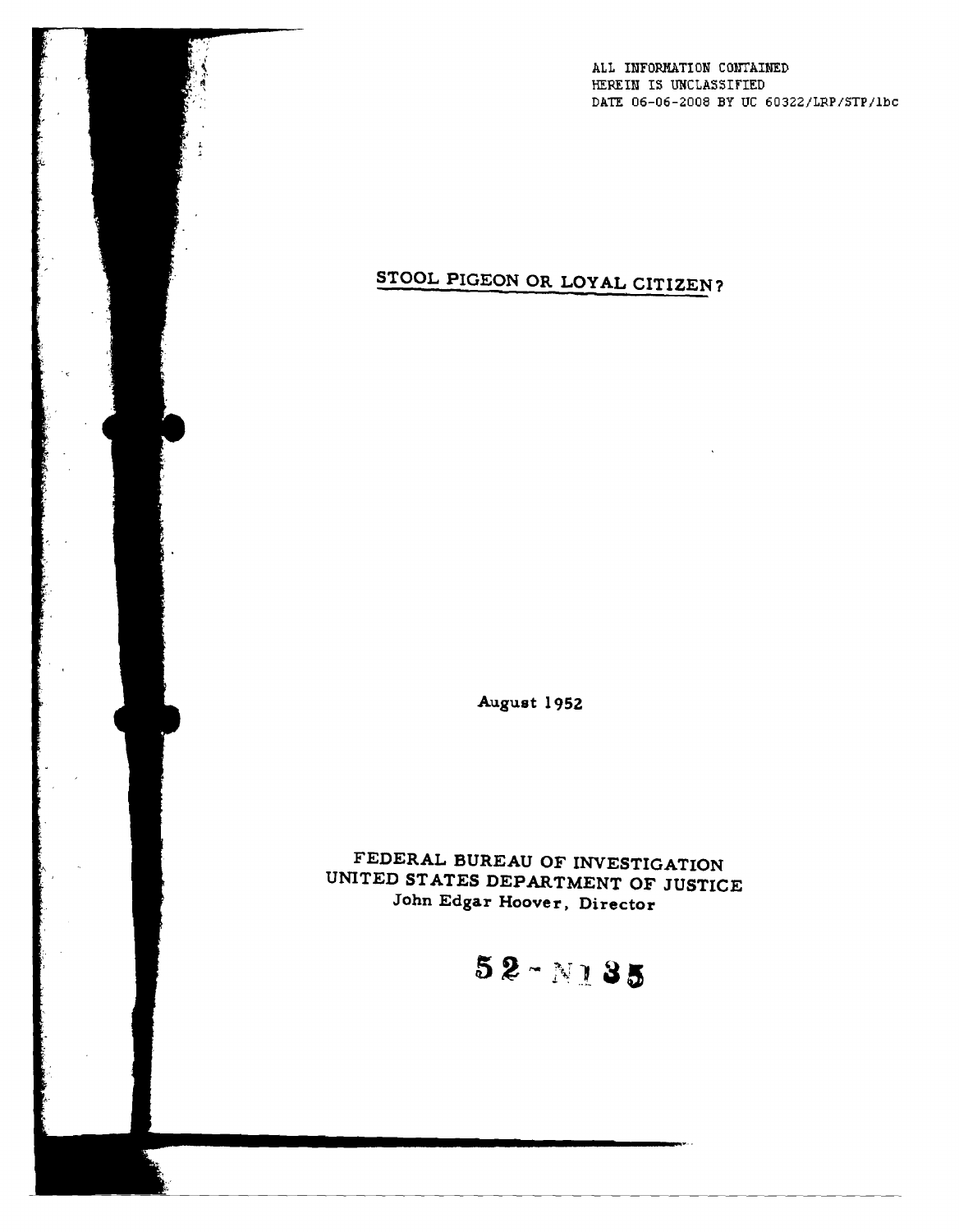ALL INFORMATION CONTAINED
HEREIN IS UNCLASSIFIED
DATE 06-06-2008 BY UC 60322/LRP/STP/lbc

# STOOL PIGEON OR LOYAL CITIZEN?

August 1952

FEDERAL BUREAU OF INVESTIGATION
UNITED STATES DEPARTMENT OF JUSTICE
John Edgar Hoover, Director

52-N135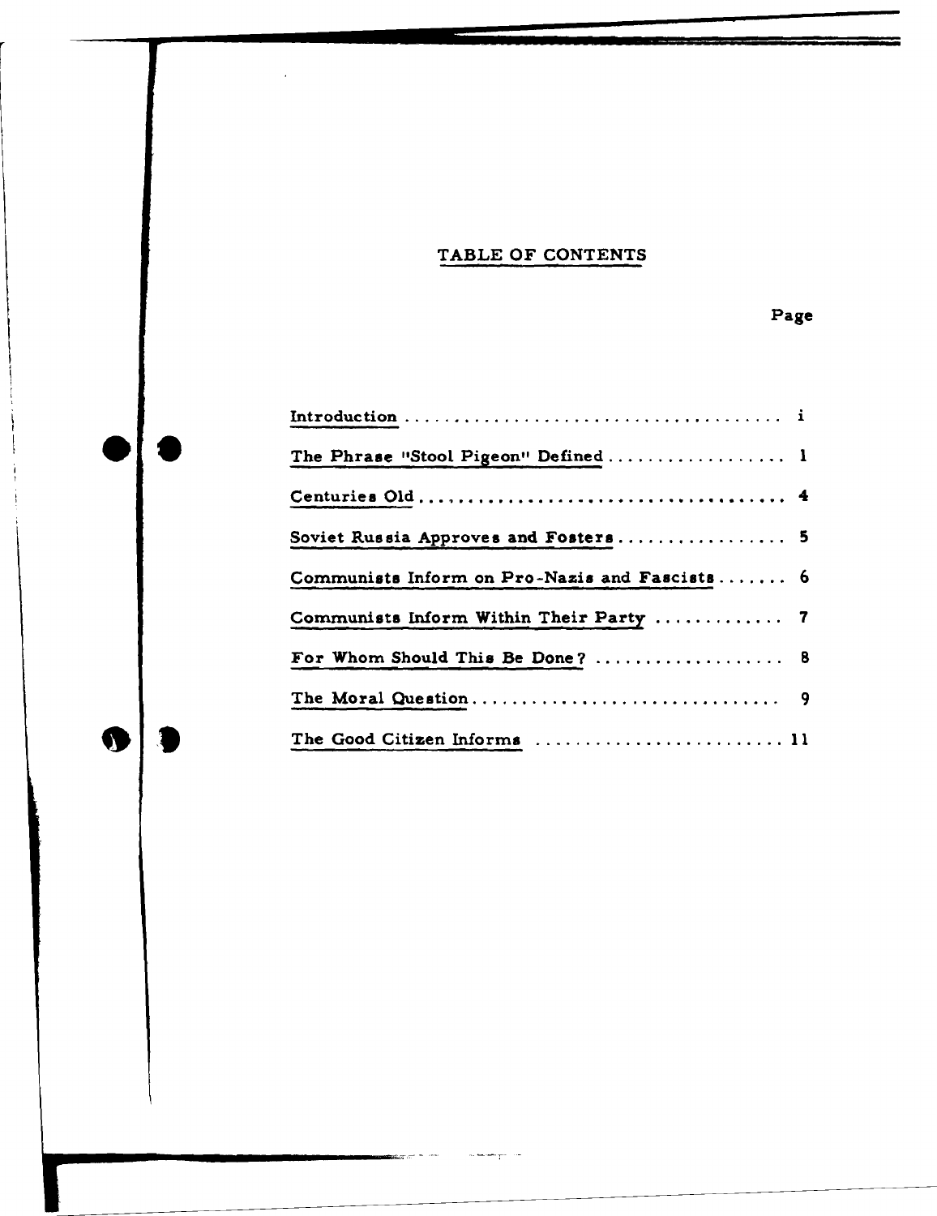# TABLE OF CONTENTS

| | Page |
|---|---|
| Introduction | i |
| The Phrase "Stool Pigeon" Defined | 1 |
| Centuries Old | 4 |
| Soviet Russia Approves and Fosters | 5 |
| Communists Inform on Pro-Nazis and Fascists | 6 |
| Communists Inform Within Their Party | 7 |
| For Whom Should This Be Done? | 8 |
| The Moral Question | 9 |
| The Good Citizen Informs | 11 |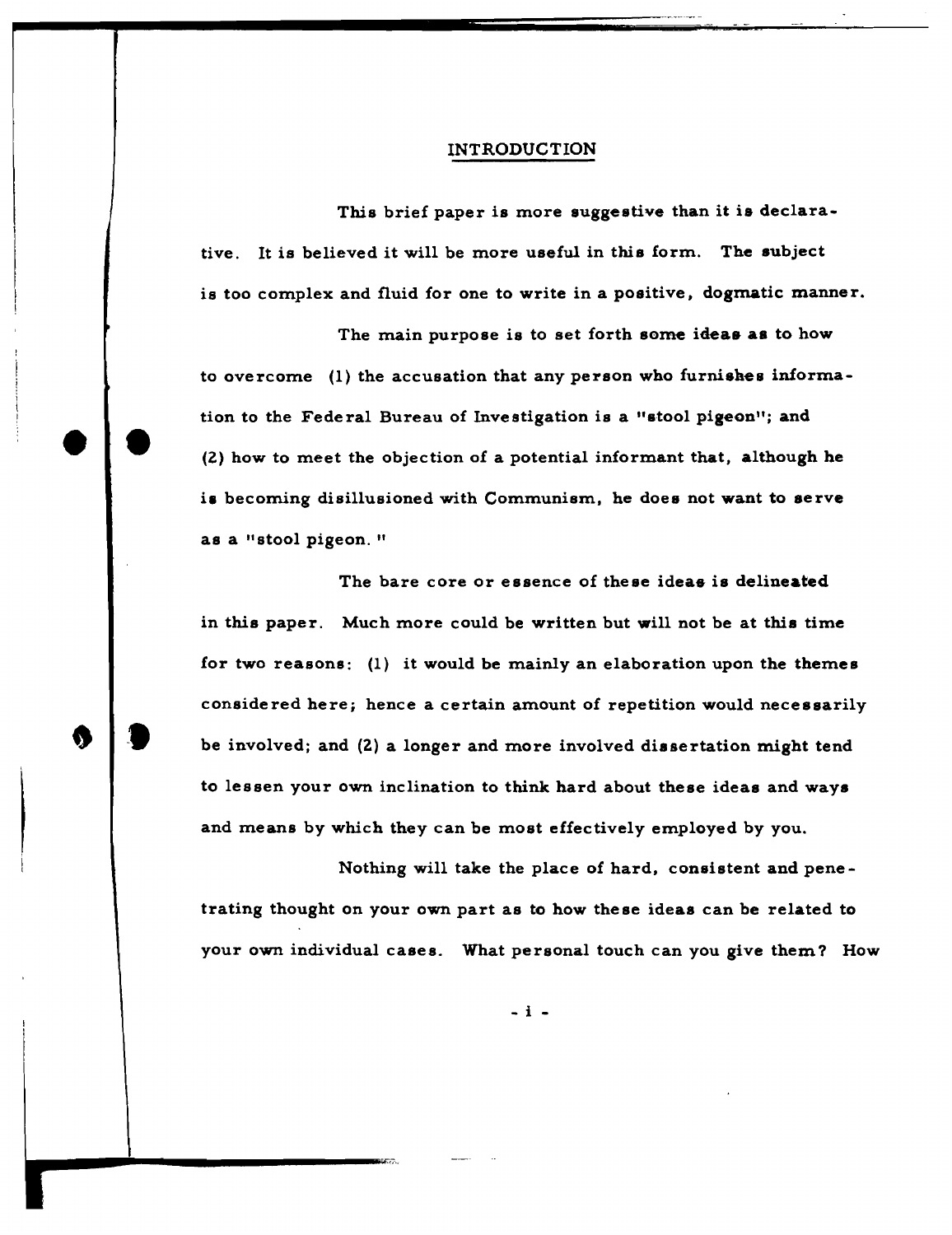## INTRODUCTION

This brief paper is more suggestive than it is declarative. It is believed it will be more useful in this form. The subject is too complex and fluid for one to write in a positive, dogmatic manner.

The main purpose is to set forth some ideas as to how to overcome (1) the accusation that any person who furnishes information to the Federal Bureau of Investigation is a "stool pigeon"; and (2) how to meet the objection of a potential informant that, although he is becoming disillusioned with Communism, he does not want to serve as a "stool pigeon."

The bare core or essence of these ideas is delineated in this paper. Much more could be written but will not be at this time for two reasons: (1) it would be mainly an elaboration upon the themes considered here; hence a certain amount of repetition would necessarily be involved; and (2) a longer and more involved dissertation might tend to lessen your own inclination to think hard about these ideas and ways and means by which they can be most effectively employed by you.

Nothing will take the place of hard, consistent and penetrating thought on your own part as to how these ideas can be related to your own individual cases. What personal touch can you give them? How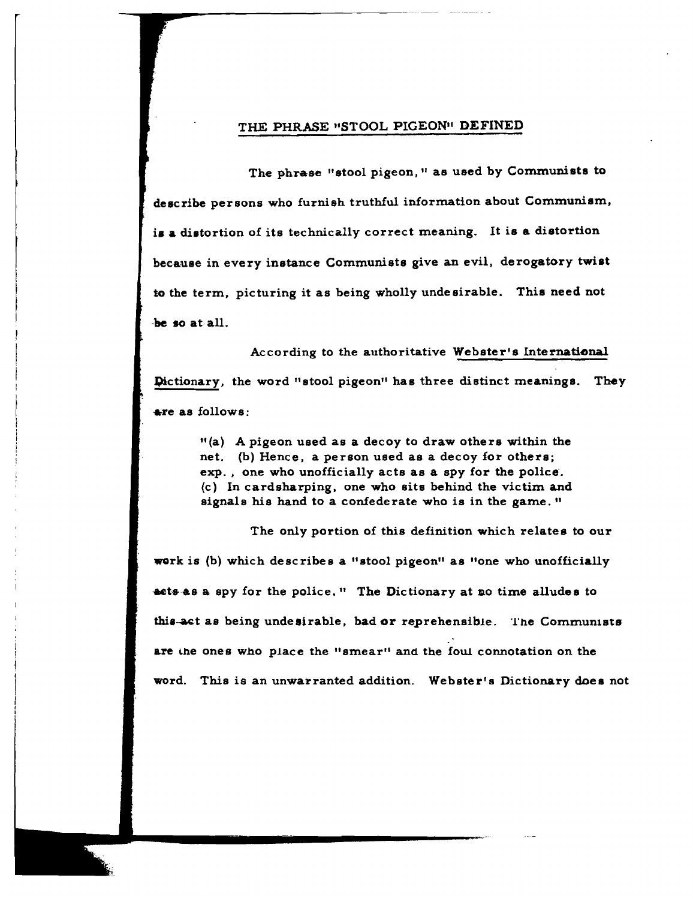# THE PHRASE "STOOL PIGEON" DEFINED

The phrase "stool pigeon," as used by Communists to describe persons who furnish truthful information about Communism, is a distortion of its technically correct meaning. It is a distortion because in every instance Communists give an evil, derogatory twist to the term, picturing it as being wholly undesirable. This need not be so at all.

According to the authoritative Webster's International Dictionary, the word "stool pigeon" has three distinct meanings. They are as follows:

> "(a) A pigeon used as a decoy to draw others within the net. (b) Hence, a person used as a decoy for others; exp., one who unofficially acts as a spy for the police. (c) In cardsharping, one who sits behind the victim and signals his hand to a confederate who is in the game."

The only portion of this definition which relates to our work is (b) which describes a "stool pigeon" as "one who unofficially acts as a spy for the police." The Dictionary at no time alludes to this act as being undesirable, bad or reprehensible. The Communists are the ones who place the "smear" and the foul connotation on the word. This is an unwarranted addition. Webster's Dictionary does not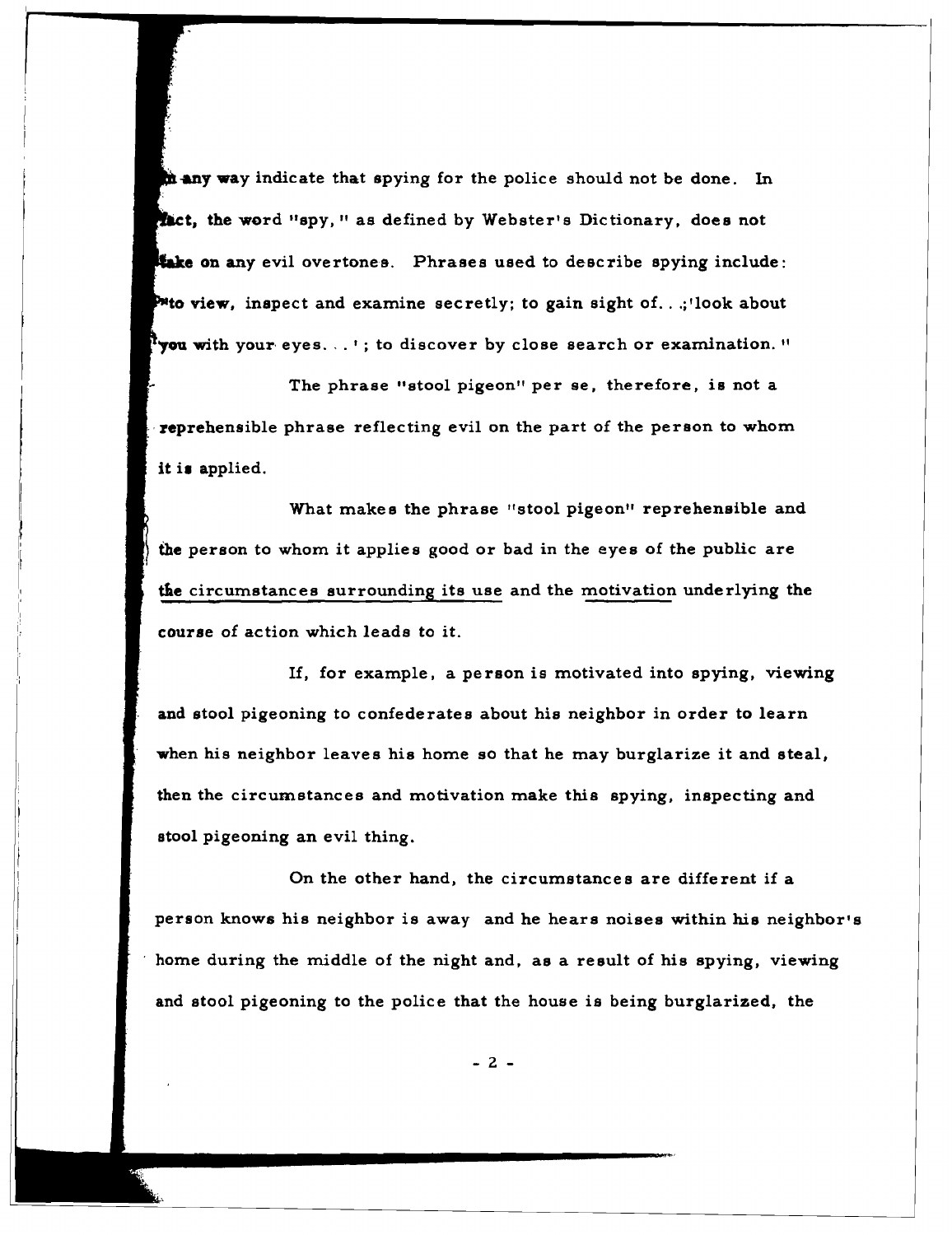in any way indicate that spying for the police should not be done. In fact, the word "spy," as defined by Webster's Dictionary, does not take on any evil overtones. Phrases used to describe spying include: "'to view, inspect and examine secretly; to gain sight of. . .;'look about you with your eyes. . .'; to discover by close search or examination."

The phrase "stool pigeon" per se, therefore, is not a reprehensible phrase reflecting evil on the part of the person to whom it is applied.

What makes the phrase "stool pigeon" reprehensible and the person to whom it applies good or bad in the eyes of the public are the circumstances surrounding its use and the motivation underlying the course of action which leads to it.

If, for example, a person is motivated into spying, viewing and stool pigeoning to confederates about his neighbor in order to learn when his neighbor leaves his home so that he may burglarize it and steal, then the circumstances and motivation make this spying, inspecting and stool pigeoning an evil thing.

On the other hand, the circumstances are different if a person knows his neighbor is away and he hears noises within his neighbor's home during the middle of the night and, as a result of his spying, viewing and stool pigeoning to the police that the house is being burglarized, the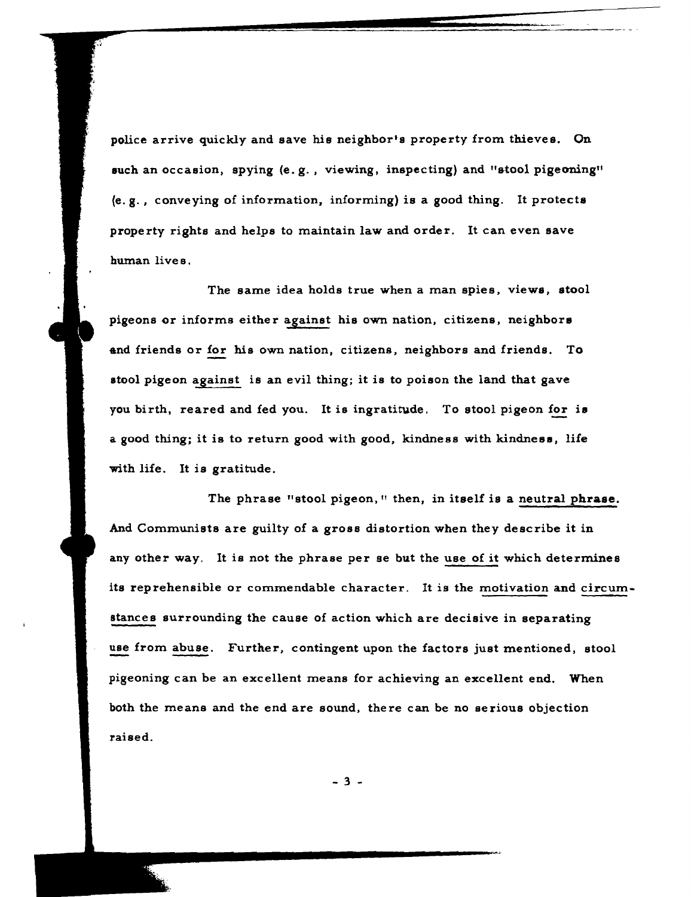police arrive quickly and save his neighbor's property from thieves. On such an occasion, spying (e.g., viewing, inspecting) and "stool pigeoning" (e.g., conveying of information, informing) is a good thing. It protects property rights and helps to maintain law and order. It can even save human lives.

The same idea holds true when a man spies, views, stool pigeons or informs either <u>against</u> his own nation, citizens, neighbors and friends or <u>for</u> his own nation, citizens, neighbors and friends. To stool pigeon <u>against</u> is an evil thing; it is to poison the land that gave you birth, reared and fed you. It is ingratitude. To stool pigeon <u>for</u> is a good thing; it is to return good with good, kindness with kindness, life with life. It is gratitude.

The phrase "stool pigeon," then, in itself is a <u>neutral phrase.</u> And Communists are guilty of a gross distortion when they describe it in any other way. It is not the phrase per se but the <u>use of it</u> which determines its reprehensible or commendable character. It is the <u>motivation</u> and <u>circumstances</u> surrounding the cause of action which are decisive in separating <u>use</u> from <u>abuse</u>. Further, contingent upon the factors just mentioned, stool pigeoning can be an excellent means for achieving an excellent end. When both the means and the end are sound, there can be no serious objection raised.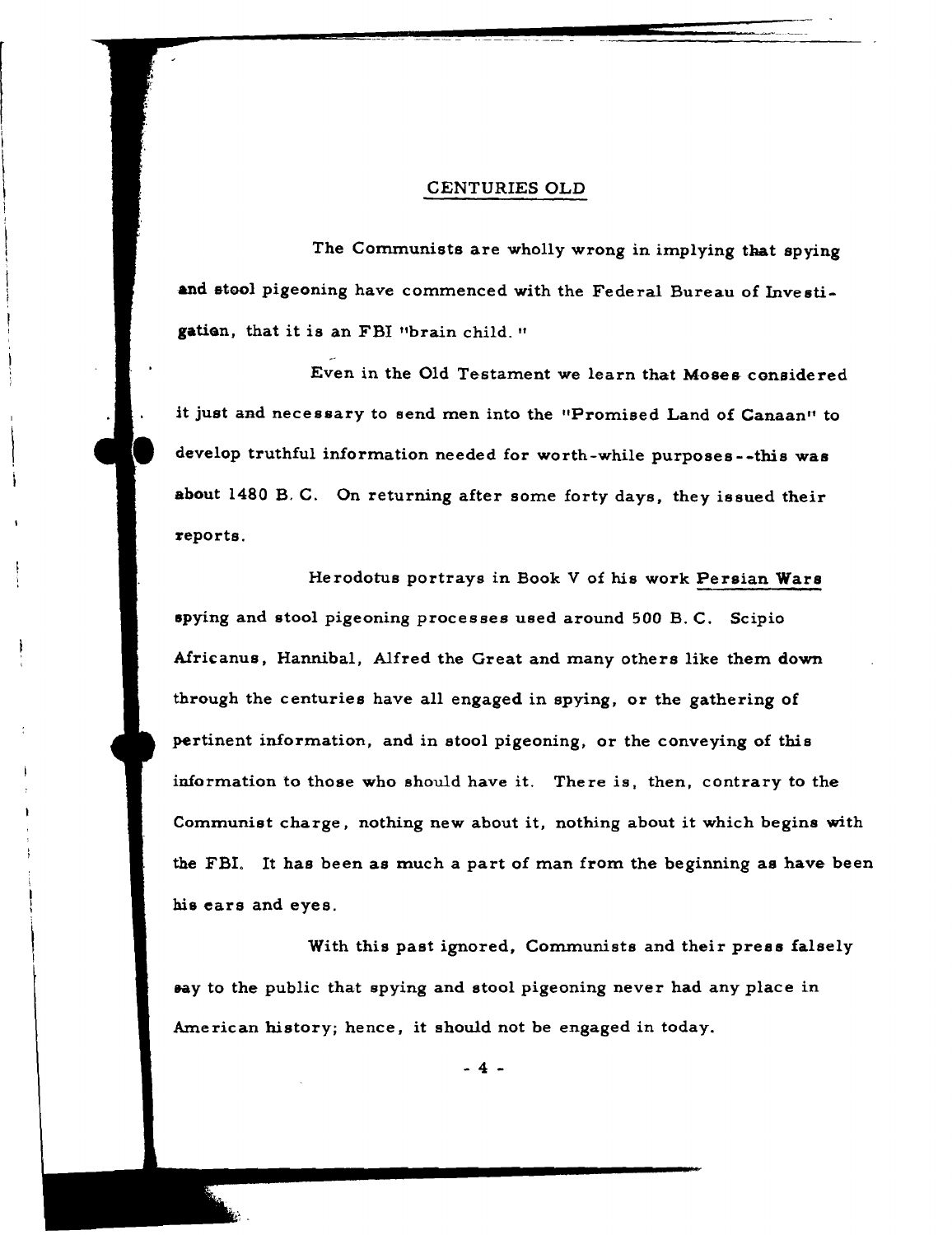## CENTURIES OLD

The Communists are wholly wrong in implying that spying and stool pigeoning have commenced with the Federal Bureau of Investigation, that it is an FBI "brain child."

Even in the Old Testament we learn that Moses considered it just and necessary to send men into the "Promised Land of Canaan" to develop truthful information needed for worth-while purposes--this was about 1480 B.C. On returning after some forty days, they issued their reports.

Herodotus portrays in Book V of his work Persian Wars spying and stool pigeoning processes used around 500 B.C. Scipio Africanus, Hannibal, Alfred the Great and many others like them down through the centuries have all engaged in spying, or the gathering of pertinent information, and in stool pigeoning, or the conveying of this information to those who should have it. There is, then, contrary to the Communist charge, nothing new about it, nothing about it which begins with the FBI. It has been as much a part of man from the beginning as have been his ears and eyes.

With this past ignored, Communists and their press falsely say to the public that spying and stool pigeoning never had any place in American history; hence, it should not be engaged in today.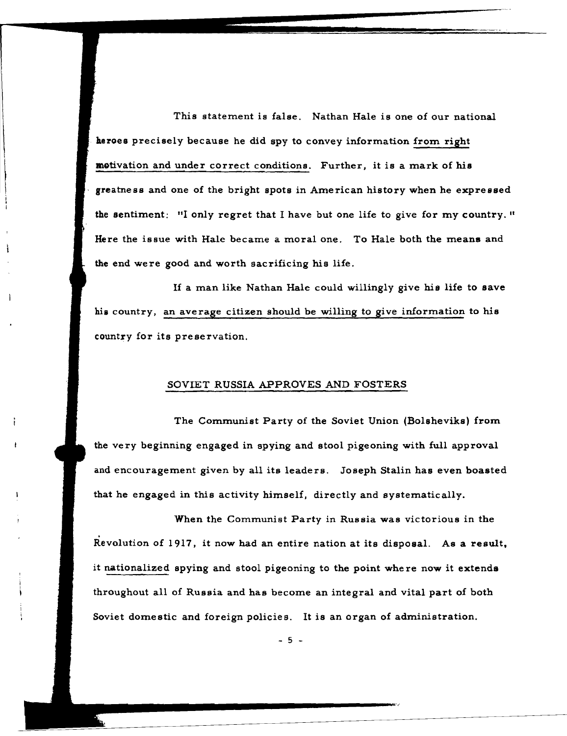This statement is false. Nathan Hale is one of our national heroes precisely because he did spy to convey information from right motivation and under correct conditions. Further, it is a mark of his greatness and one of the bright spots in American history when he expressed the sentiment: "I only regret that I have but one life to give for my country." Here the issue with Hale became a moral one. To Hale both the means and the end were good and worth sacrificing his life.

If a man like Nathan Hale could willingly give his life to save his country, an average citizen should be willing to give information to his country for its preservation.

## SOVIET RUSSIA APPROVES AND FOSTERS

The Communist Party of the Soviet Union (Bolsheviks) from the very beginning engaged in spying and stool pigeoning with full approval and encouragement given by all its leaders. Joseph Stalin has even boasted that he engaged in this activity himself, directly and systematically.

When the Communist Party in Russia was victorious in the Revolution of 1917, it now had an entire nation at its disposal. As a result, it nationalized spying and stool pigeoning to the point where now it extends throughout all of Russia and has become an integral and vital part of both Soviet domestic and foreign policies. It is an organ of administration.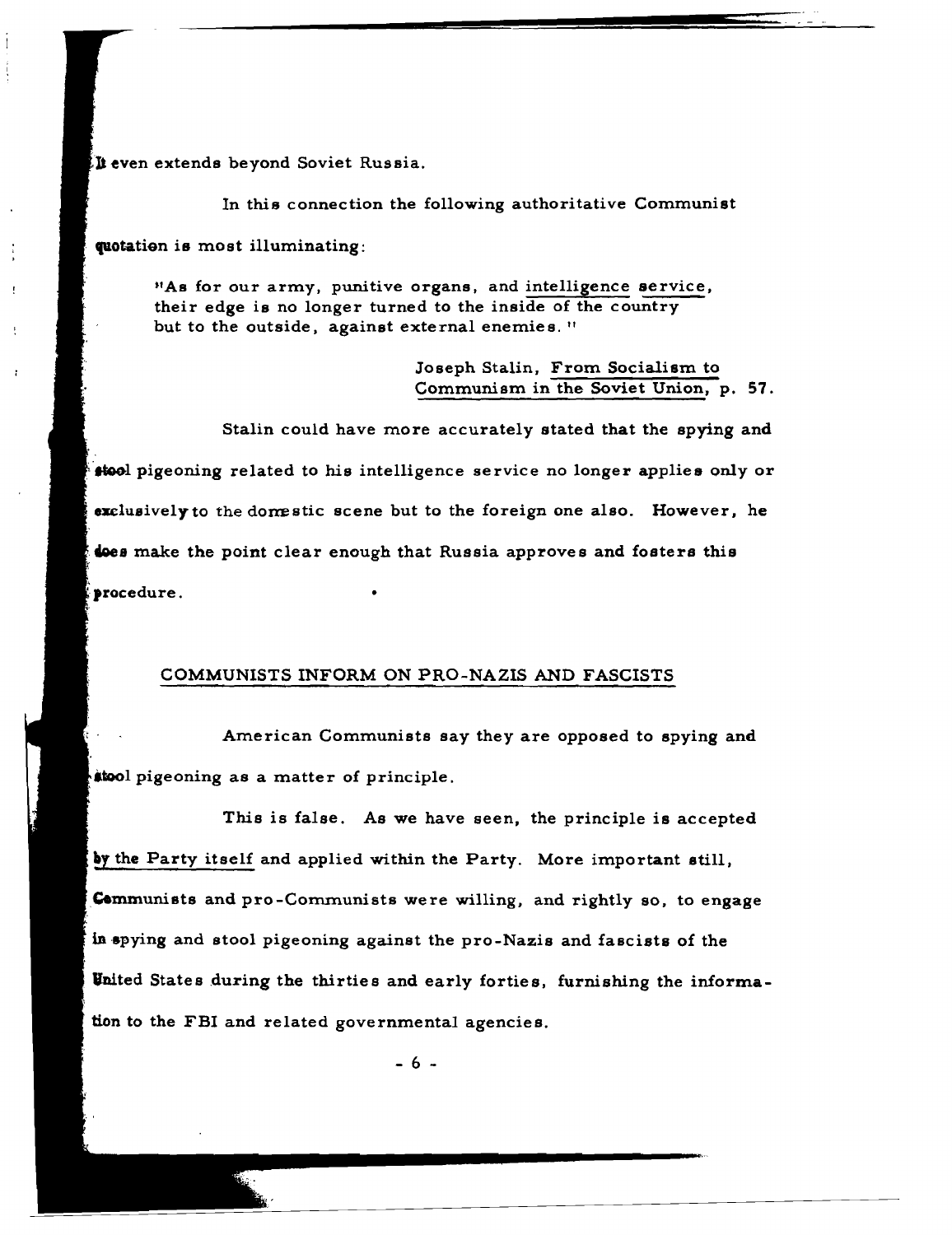It even extends beyond Soviet Russia.

In this connection the following authoritative Communist quotation is most illuminating:

> "As for our army, punitive organs, and intelligence service, their edge is no longer turned to the inside of the country but to the outside, against external enemies."
>
> Joseph Stalin, From Socialism to Communism in the Soviet Union, p. 57.

Stalin could have more accurately stated that the spying and stool pigeoning related to his intelligence service no longer applies only or exclusively to the domestic scene but to the foreign one also. However, he does make the point clear enough that Russia approves and fosters this procedure.

## COMMUNISTS INFORM ON PRO-NAZIS AND FASCISTS

American Communists say they are opposed to spying and stool pigeoning as a matter of principle.

This is false. As we have seen, the principle is accepted by the Party itself and applied within the Party. More important still, Communists and pro-Communists were willing, and rightly so, to engage in spying and stool pigeoning against the pro-Nazis and fascists of the United States during the thirties and early forties, furnishing the information to the FBI and related governmental agencies.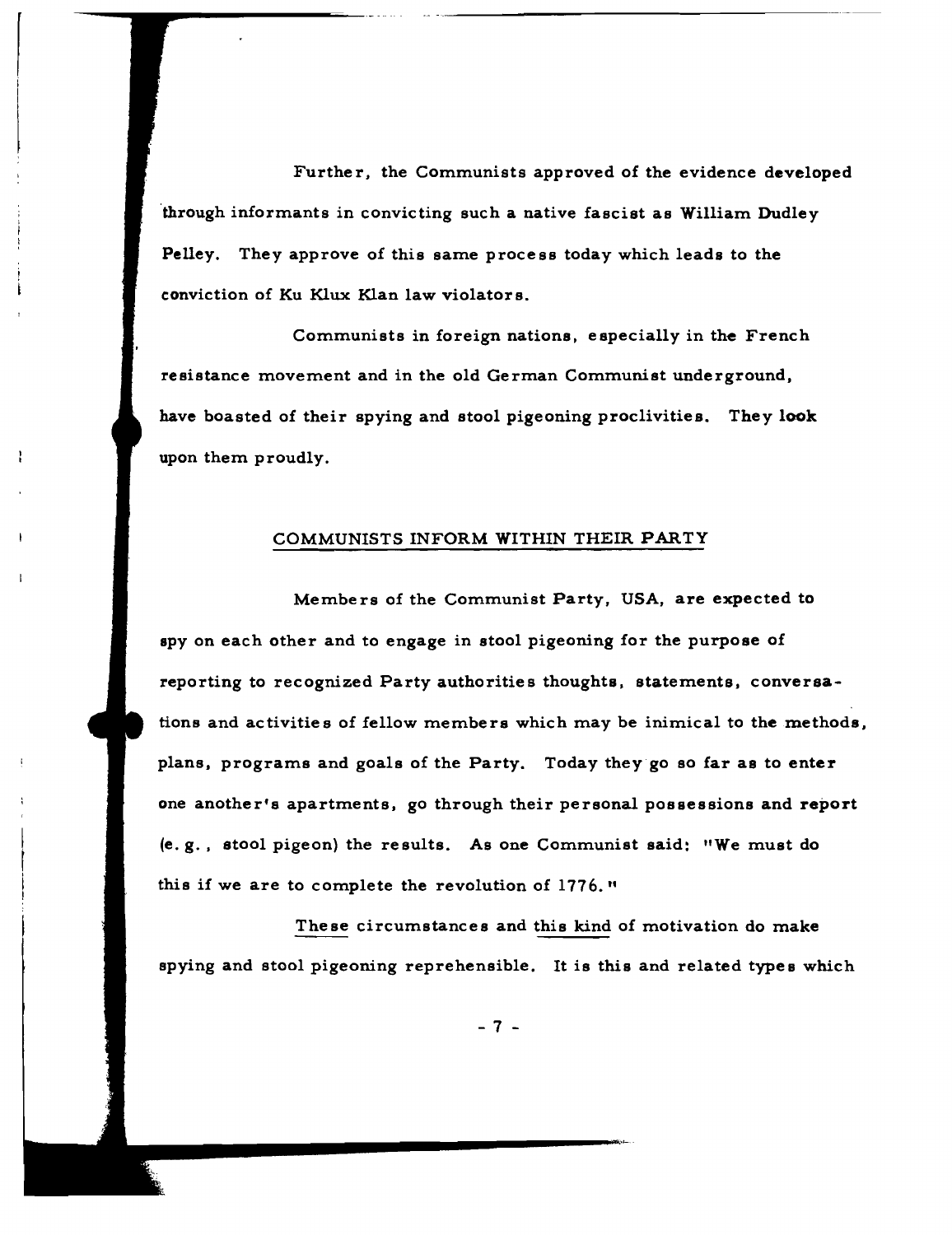Further, the Communists approved of the evidence developed through informants in convicting such a native fascist as William Dudley Pelley. They approve of this same process today which leads to the conviction of Ku Klux Klan law violators.

Communists in foreign nations, especially in the French resistance movement and in the old German Communist underground, have boasted of their spying and stool pigeoning proclivities. They look upon them proudly.

## COMMUNISTS INFORM WITHIN THEIR PARTY

Members of the Communist Party, USA, are expected to spy on each other and to engage in stool pigeoning for the purpose of reporting to recognized Party authorities thoughts, statements, conversations and activities of fellow members which may be inimical to the methods, plans, programs and goals of the Party. Today they go so far as to enter one another's apartments, go through their personal possessions and report (e. g., stool pigeon) the results. As one Communist said: "We must do this if we are to complete the revolution of 1776."

These circumstances and this kind of motivation do make spying and stool pigeoning reprehensible. It is this and related types which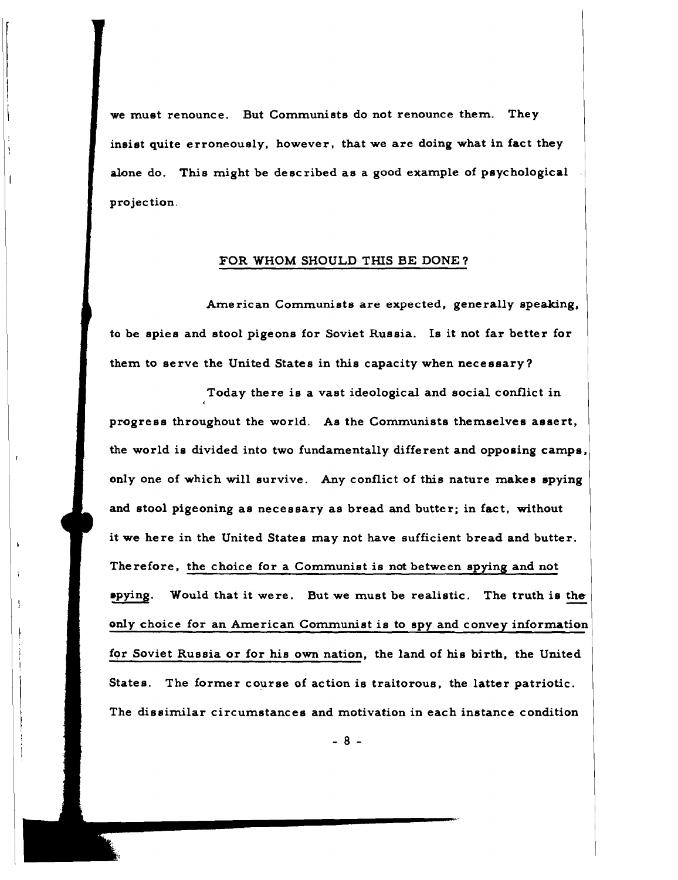we must renounce. But Communists do not renounce them. They insist quite erroneously, however, that we are doing what in fact they alone do. This might be described as a good example of psychological projection.

## FOR WHOM SHOULD THIS BE DONE?

American Communists are expected, generally speaking, to be spies and stool pigeons for Soviet Russia. Is it not far better for them to serve the United States in this capacity when necessary?

Today there is a vast ideological and social conflict in progress throughout the world. As the Communists themselves assert, the world is divided into two fundamentally different and opposing camps, only one of which will survive. Any conflict of this nature makes spying and stool pigeoning as necessary as bread and butter; in fact, without it we here in the United States may not have sufficient bread and butter. Therefore, <u>the choice for a Communist is not between spying and not spying</u>. Would that it were. But we must be realistic. The truth is <u>the only choice for an American Communist is to spy and convey information for Soviet Russia or for his own nation</u>, the land of his birth, the United States. The former course of action is traitorous, the latter patriotic. The dissimilar circumstances and motivation in each instance condition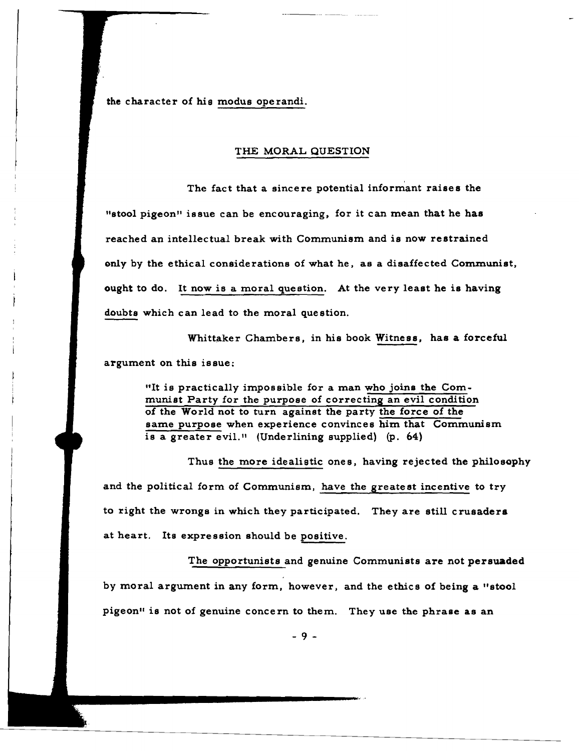the character of his modus operandi.

## THE MORAL QUESTION

The fact that a sincere potential informant raises the "stool pigeon" issue can be encouraging, for it can mean that he has reached an intellectual break with Communism and is now restrained only by the ethical considerations of what he, as a disaffected Communist, ought to do. It now is a moral question. At the very least he is having doubts which can lead to the moral question.

Whittaker Chambers, in his book Witness, has a forceful argument on this issue:

> "It is practically impossible for a man who joins the Communist Party for the purpose of correcting an evil condition of the World not to turn against the party the force of the same purpose when experience convinces him that Communism is a greater evil." (Underlining supplied) (p. 64)

Thus the more idealistic ones, having rejected the philosophy and the political form of Communism, have the greatest incentive to try to right the wrongs in which they participated. They are still crusaders at heart. Its expression should be positive.

The opportunists and genuine Communists are not persuaded by moral argument in any form, however, and the ethics of being a "stool pigeon" is not of genuine concern to them. They use the phrase as an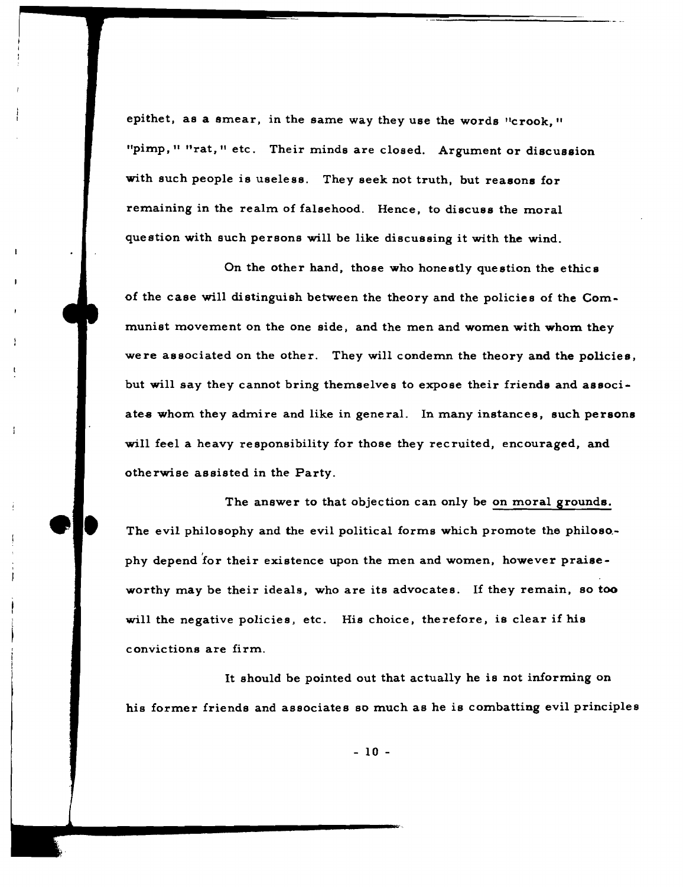epithet, as a smear, in the same way they use the words "crook," "pimp," "rat," etc. Their minds are closed. Argument or discussion with such people is useless. They seek not truth, but reasons for remaining in the realm of falsehood. Hence, to discuss the moral question with such persons will be like discussing it with the wind.

On the other hand, those who honestly question the ethics of the case will distinguish between the theory and the policies of the Communist movement on the one side, and the men and women with whom they were associated on the other. They will condemn the theory and the policies, but will say they cannot bring themselves to expose their friends and associates whom they admire and like in general. In many instances, such persons will feel a heavy responsibility for those they recruited, encouraged, and otherwise assisted in the Party.

The answer to that objection can only be <u>on moral grounds.</u> The evil philosophy and the evil political forms which promote the philosophy depend for their existence upon the men and women, however praiseworthy may be their ideals, who are its advocates. If they remain, so too will the negative policies, etc. His choice, therefore, is clear if his convictions are firm.

It should be pointed out that actually he is not informing on his former friends and associates so much as he is combatting evil principles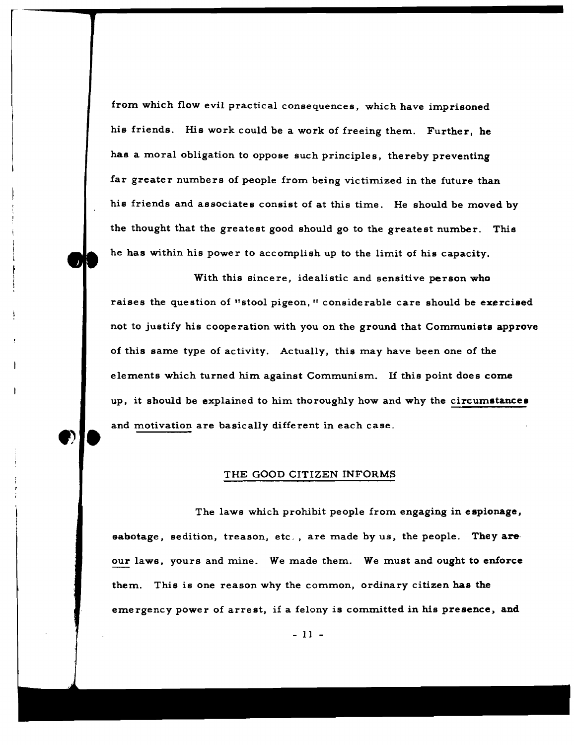from which flow evil practical consequences, which have imprisoned his friends. His work could be a work of freeing them. Further, he has a moral obligation to oppose such principles, thereby preventing far greater numbers of people from being victimized in the future than his friends and associates consist of at this time. He should be moved by the thought that the greatest good should go to the greatest number. This he has within his power to accomplish up to the limit of his capacity.

With this sincere, idealistic and sensitive person who raises the question of "stool pigeon," considerable care should be exercised not to justify his cooperation with you on the ground that Communists approve of this same type of activity. Actually, this may have been one of the elements which turned him against Communism. If this point does come up, it should be explained to him thoroughly how and why the circumstances and motivation are basically different in each case.

## THE GOOD CITIZEN INFORMS

The laws which prohibit people from engaging in espionage, sabotage, sedition, treason, etc., are made by us, the people. They are our laws, yours and mine. We made them. We must and ought to enforce them. This is one reason why the common, ordinary citizen has the emergency power of arrest, if a felony is committed in his presence, and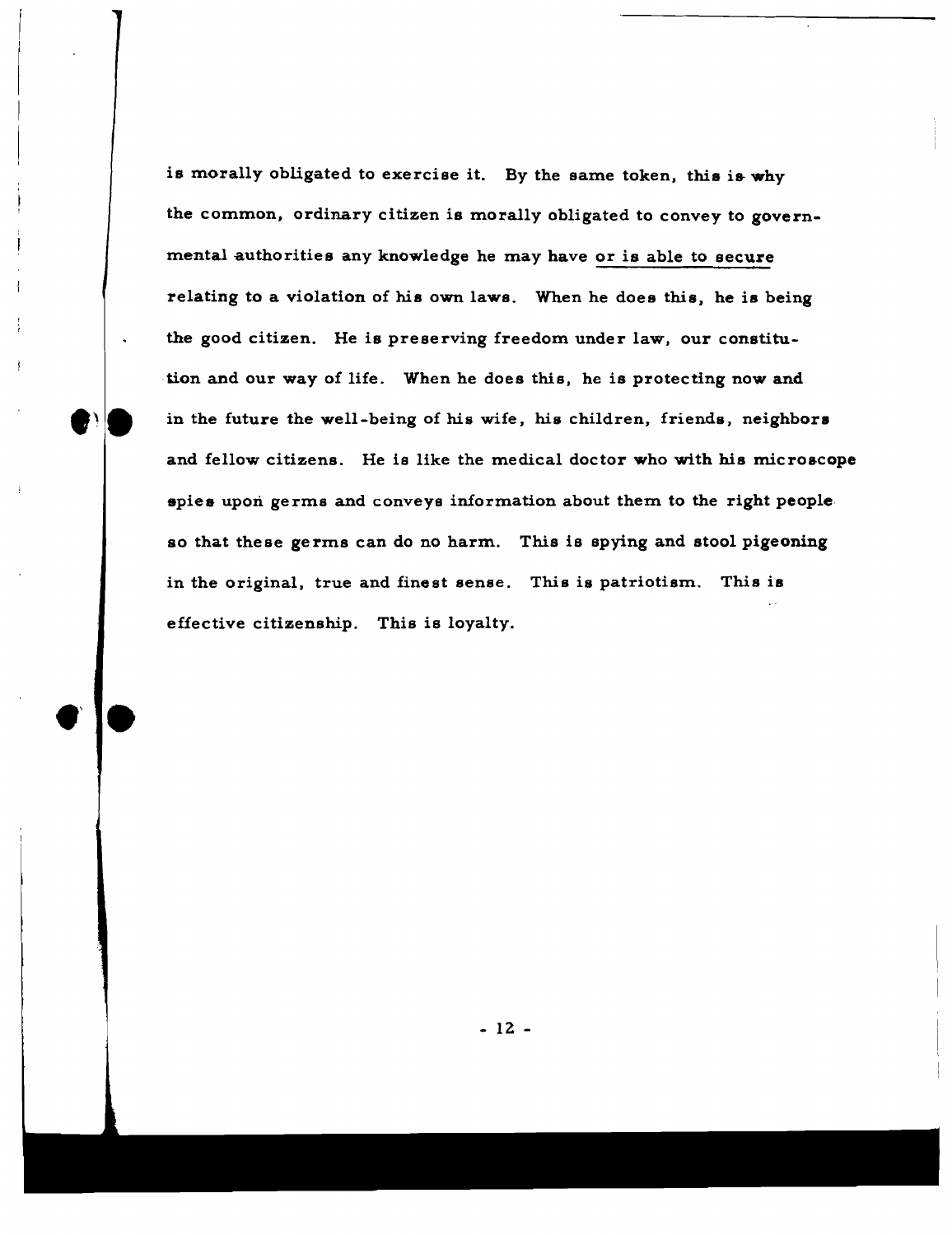is morally obligated to exercise it. By the same token, this is why the common, ordinary citizen is morally obligated to convey to governmental authorities any knowledge he may have <u>or is able to secure</u> relating to a violation of his own laws. When he does this, he is being the good citizen. He is preserving freedom under law, our constitution and our way of life. When he does this, he is protecting now and in the future the well-being of his wife, his children, friends, neighbors and fellow citizens. He is like the medical doctor who with his microscope spies upon germs and conveys information about them to the right people so that these germs can do no harm. This is spying and stool pigeoning in the original, true and finest sense. This is patriotism. This is effective citizenship. This is loyalty.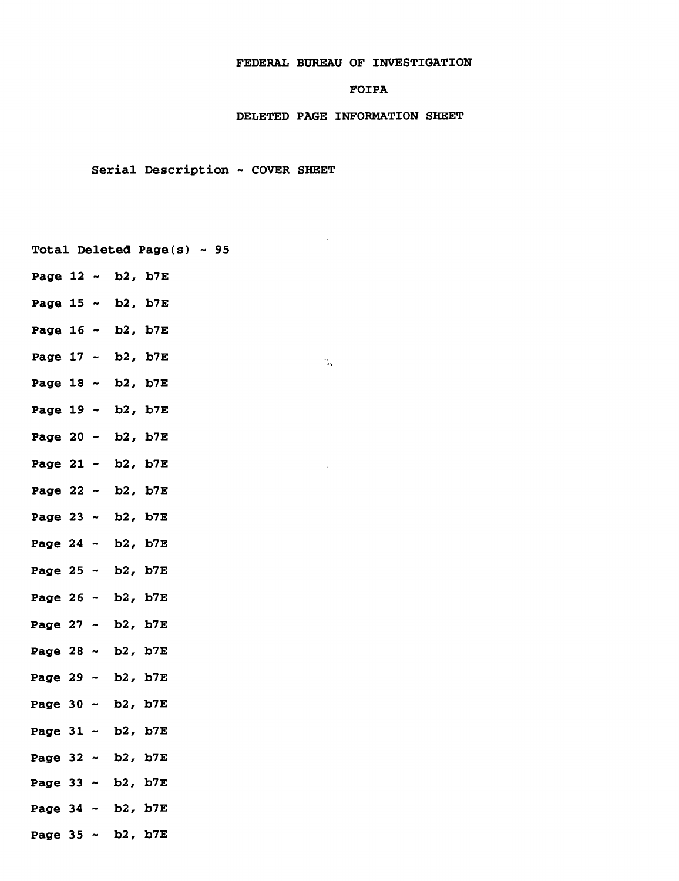FEDERAL BUREAU OF INVESTIGATION

FOIPA

DELETED PAGE INFORMATION SHEET

Serial Description ~ COVER SHEET

Total Deleted Page(s) ~ 95

Page 12 ~ b2, b7E

Page 15 ~ b2, b7E

Page 16 ~ b2, b7E

Page 17 ~ b2, b7E

Page 18 ~ b2, b7E

Page 19 ~ b2, b7E

Page 20 ~ b2, b7E

Page 21 ~ b2, b7E

Page 22 ~ b2, b7E

Page 23 ~ b2, b7E

Page 24 ~ b2, b7E

Page 25 ~ b2, b7E

Page 26 ~ b2, b7E

Page 27 ~ b2, b7E

Page 28 ~ b2, b7E

Page 29 ~ b2, b7E

Page 30 ~ b2, b7E

Page 31 ~ b2, b7E

Page 32 ~ b2, b7E

Page 33 ~ b2, b7E

Page 34 ~ b2, b7E

Page 35 ~ b2, b7E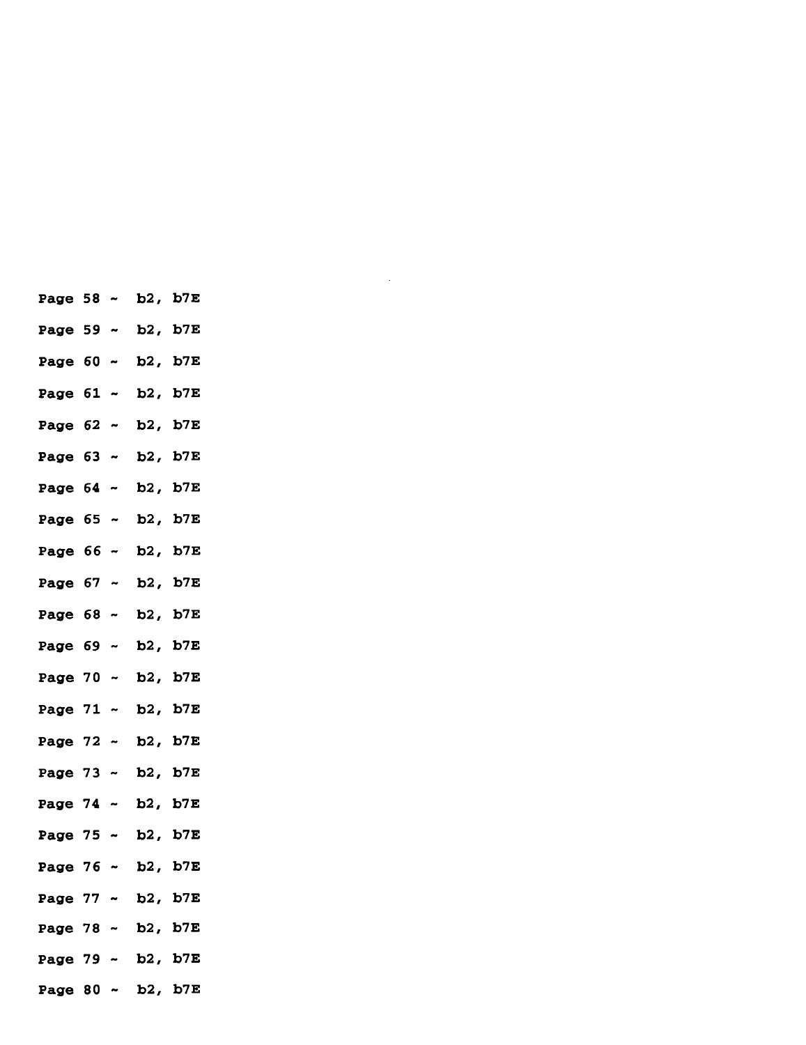Page 58 ~ b2, b7E

Page 59 ~ b2, b7E

Page 60 ~ b2, b7E

Page 61 ~ b2, b7E

Page 62 ~ b2, b7E

Page 63 ~ b2, b7E

Page 64 ~ b2, b7E

Page 65 ~ b2, b7E

Page 66 ~ b2, b7E

Page 67 ~ b2, b7E

Page 68 ~ b2, b7E

Page 69 ~ b2, b7E

Page 70 ~ b2, b7E

Page 71 ~ b2, b7E

Page 72 ~ b2, b7E

Page 73 ~ b2, b7E

Page 74 ~ b2, b7E

Page 75 ~ b2, b7E

Page 76 ~ b2, b7E

Page 77 ~ b2, b7E

Page 78 ~ b2, b7E

Page 79 ~ b2, b7E

Page 80 ~ b2, b7E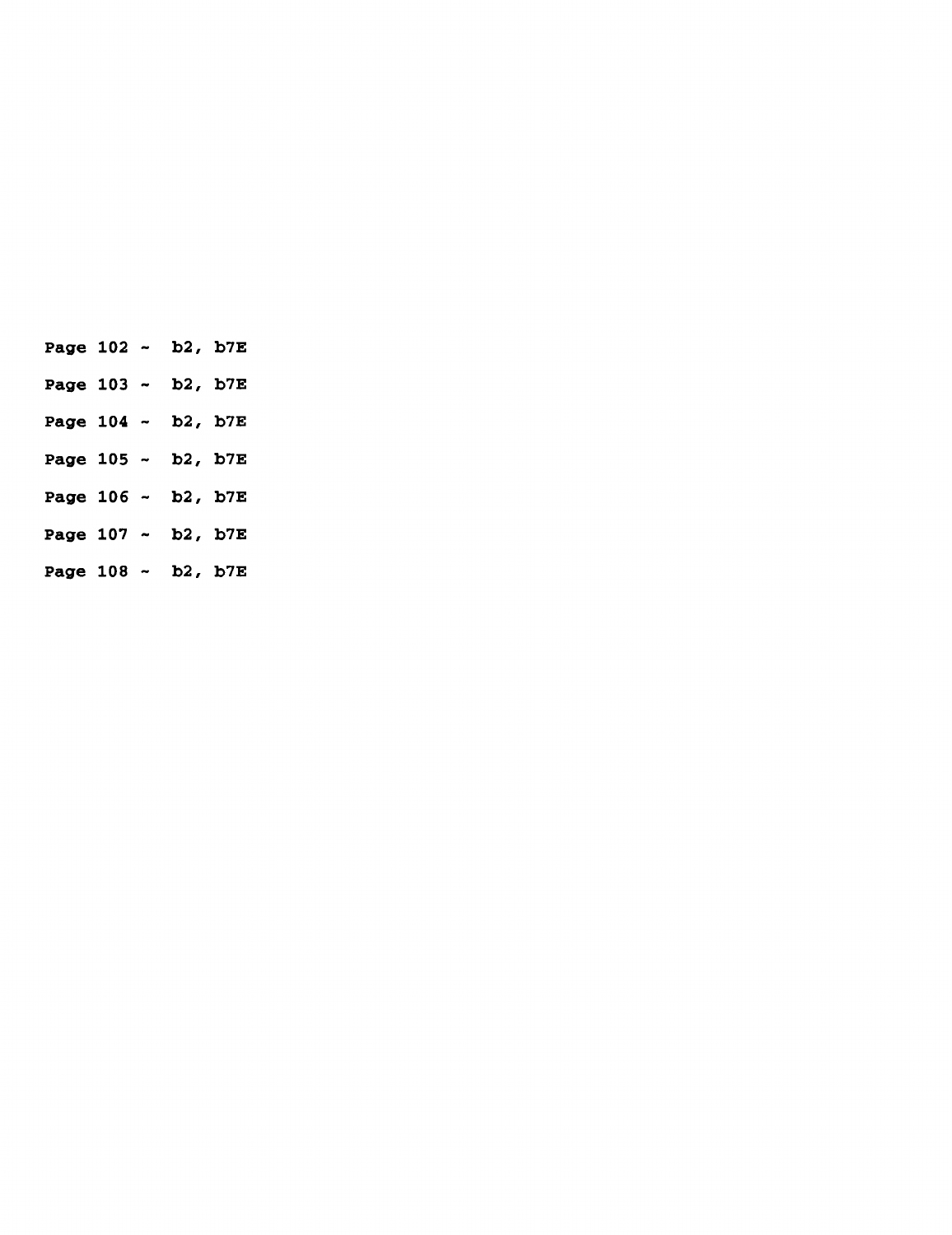**Page 102 ~ b2, b7E**

**Page 103 ~ b2, b7E**

**Page 104 ~ b2, b7E**

**Page 105 ~ b2, b7E**

**Page 106 ~ b2, b7E**

**Page 107 ~ b2, b7E**

**Page 108 ~ b2, b7E**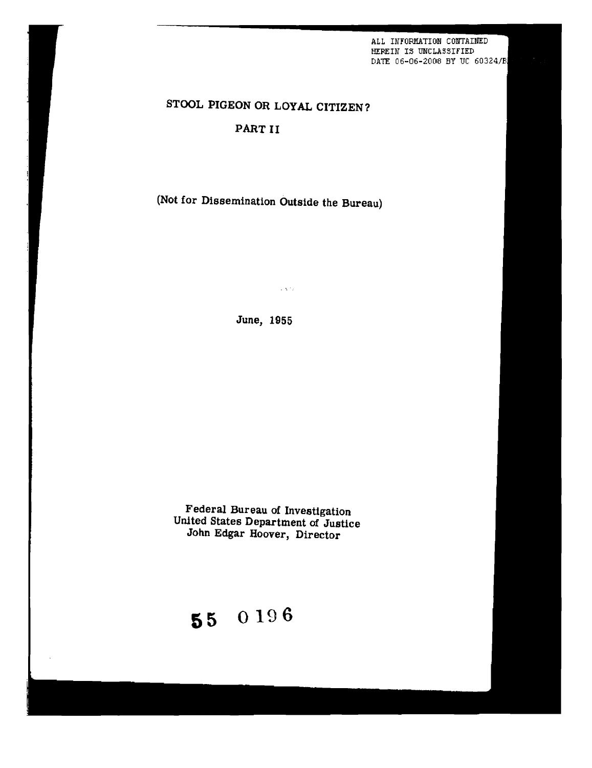ALL INFORMATION CONTAINED
HEREIN IS UNCLASSIFIED
DATE 06-06-2008 BY UC 60324/B

# STOOL PIGEON OR LOYAL CITIZEN?

## PART II

(Not for Dissemination Outside the Bureau)

June, 1955

Federal Bureau of Investigation
United States Department of Justice
John Edgar Hoover, Director

**55 0196**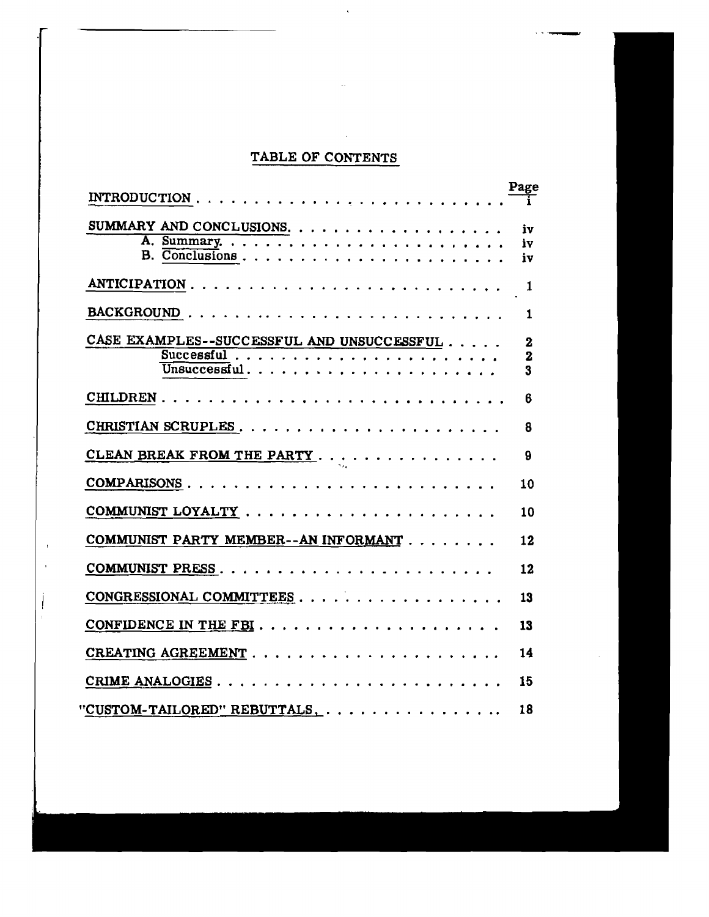# TABLE OF CONTENTS

| | Page |
|---|---|
| INTRODUCTION | i |
| SUMMARY AND CONCLUSIONS | iv |
| A. Summary | iv |
| B. Conclusions | iv |
| ANTICIPATION | 1 |
| BACKGROUND | 1 |
| CASE EXAMPLES--SUCCESSFUL AND UNSUCCESSFUL | 2 |
| Successful | 2 |
| Unsuccessful | 3 |
| CHILDREN | 6 |
| CHRISTIAN SCRUPLES | 8 |
| CLEAN BREAK FROM THE PARTY | 9 |
| COMPARISONS | 10 |
| COMMUNIST LOYALTY | 10 |
| COMMUNIST PARTY MEMBER--AN INFORMANT | 12 |
| COMMUNIST PRESS | 12 |
| CONGRESSIONAL COMMITTEES | 13 |
| CONFIDENCE IN THE FBI | 13 |
| CREATING AGREEMENT | 14 |
| CRIME ANALOGIES | 15 |
| "CUSTOM-TAILORED" REBUTTALS | 18 |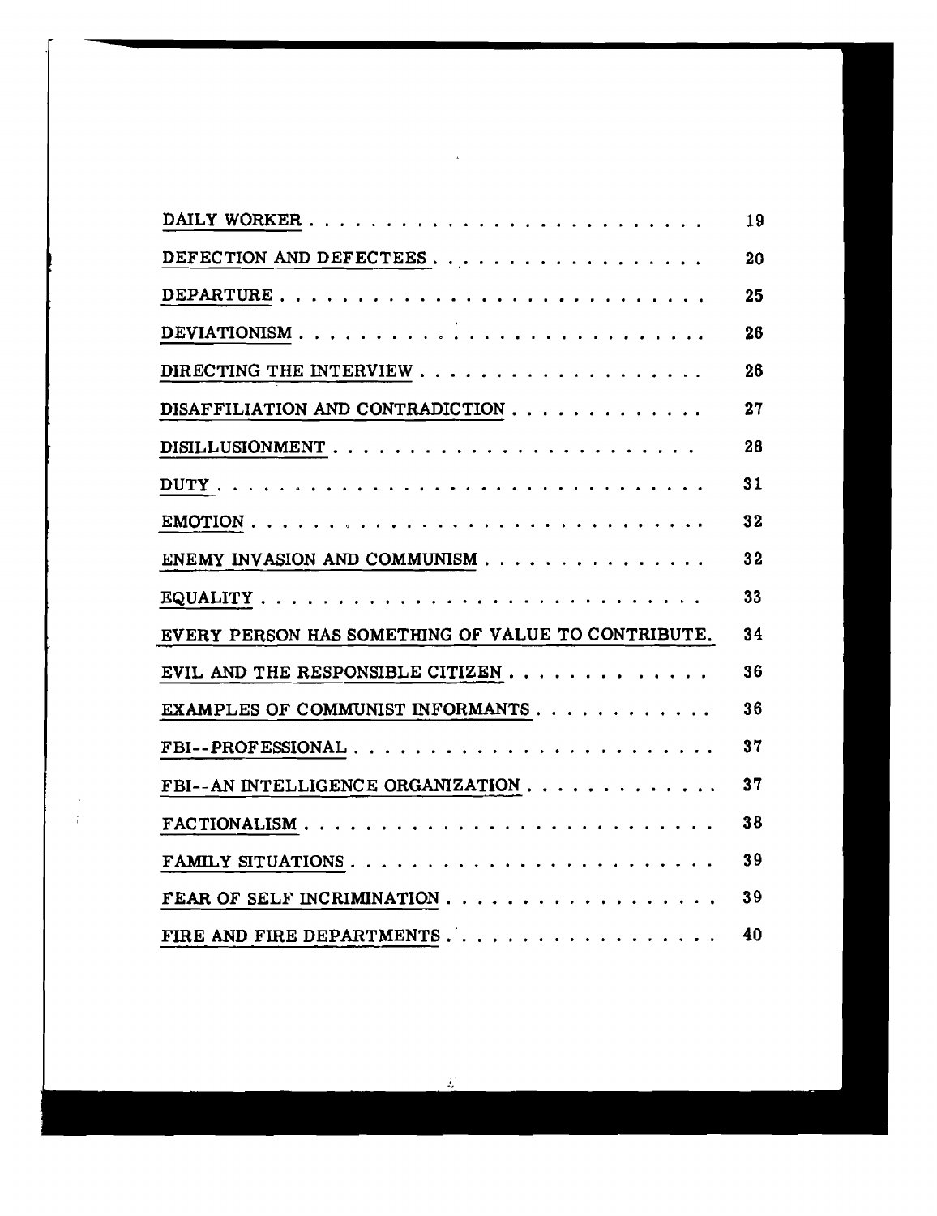| | |
|---|---|
| DAILY WORKER | 19 |
| DEFECTION AND DEFECTEES | 20 |
| DEPARTURE | 25 |
| DEVIATIONISM | 26 |
| DIRECTING THE INTERVIEW | 26 |
| DISAFFILIATION AND CONTRADICTION | 27 |
| DISILLUSIONMENT | 28 |
| DUTY | 31 |
| EMOTION | 32 |
| ENEMY INVASION AND COMMUNISM | 32 |
| EQUALITY | 33 |
| EVERY PERSON HAS SOMETHING OF VALUE TO CONTRIBUTE. | 34 |
| EVIL AND THE RESPONSIBLE CITIZEN | 36 |
| EXAMPLES OF COMMUNIST INFORMANTS | 36 |
| FBI--PROFESSIONAL | 37 |
| FBI--AN INTELLIGENCE ORGANIZATION | 37 |
| FACTIONALISM | 38 |
| FAMILY SITUATIONS | 39 |
| FEAR OF SELF INCRIMINATION | 39 |
| FIRE AND FIRE DEPARTMENTS | 40 |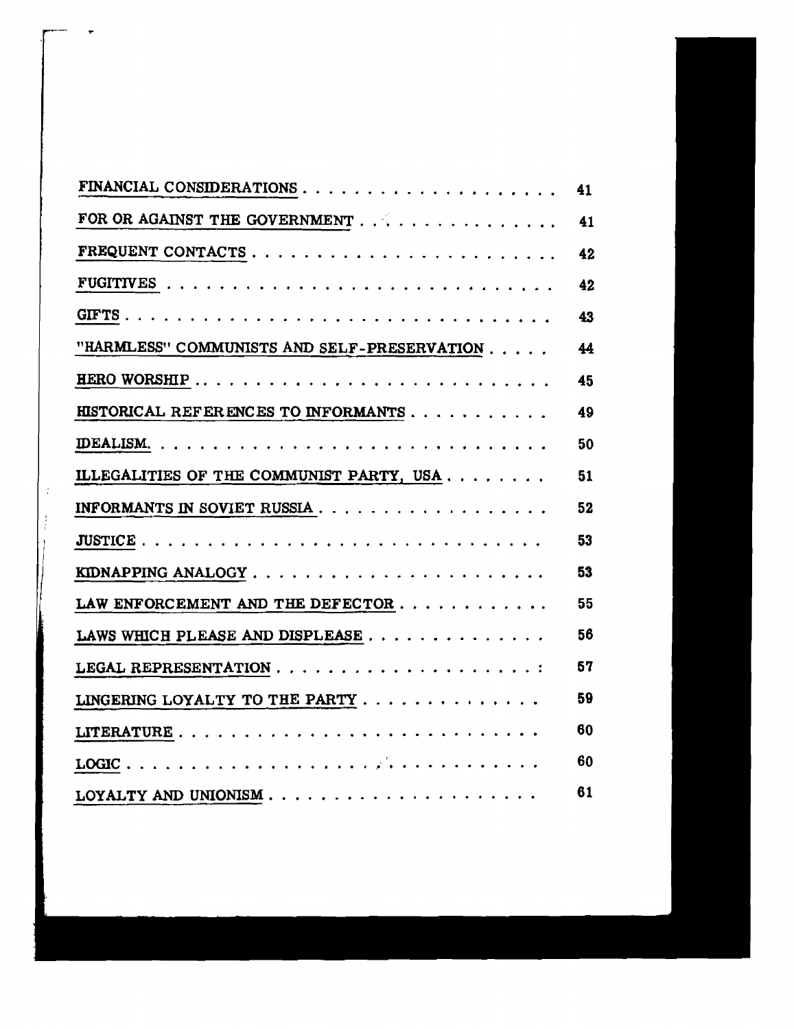| | |
|---|---|
| FINANCIAL CONSIDERATIONS | 41 |
| FOR OR AGAINST THE GOVERNMENT | 41 |
| FREQUENT CONTACTS | 42 |
| FUGITIVES | 42 |
| GIFTS | 43 |
| "HARMLESS" COMMUNISTS AND SELF-PRESERVATION | 44 |
| HERO WORSHIP | 45 |
| HISTORICAL REFERENCES TO INFORMANTS | 49 |
| IDEALISM. | 50 |
| ILLEGALITIES OF THE COMMUNIST PARTY, USA | 51 |
| INFORMANTS IN SOVIET RUSSIA | 52 |
| JUSTICE | 53 |
| KIDNAPPING ANALOGY | 53 |
| LAW ENFORCEMENT AND THE DEFECTOR | 55 |
| LAWS WHICH PLEASE AND DISPLEASE | 56 |
| LEGAL REPRESENTATION | 57 |
| LINGERING LOYALTY TO THE PARTY | 59 |
| LITERATURE | 60 |
| LOGIC | 60 |
| LOYALTY AND UNIONISM | 61 |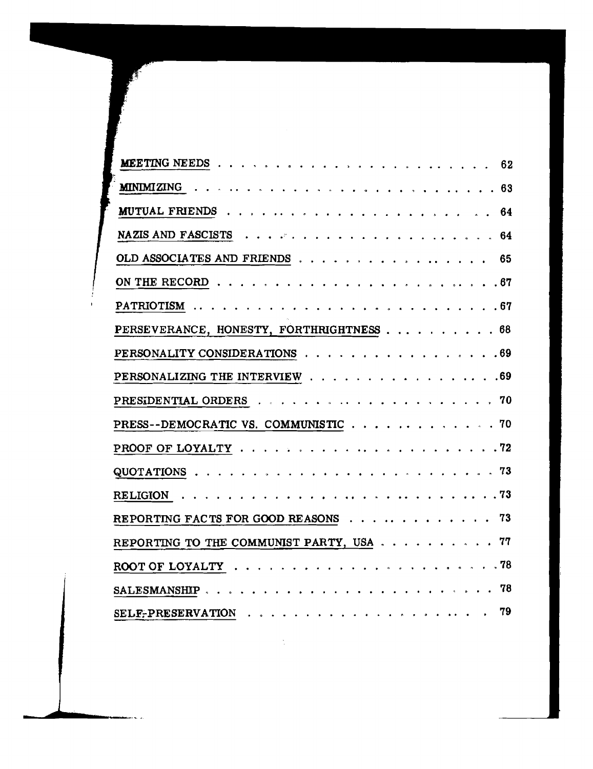MEETING NEEDS . . . . . . . . . . . . . . . . . . . . . . . 62

MINIMIZING . . . . . . . . . . . . . . . . . . . . . . . . . 63

MUTUAL FRIENDS . . . . . . . . . . . . . . . . . . . . . . 64

NAZIS AND FASCISTS . . . . . . . . . . . . . . . . . . . . 64

OLD ASSOCIATES AND FRIENDS . . . . . . . . . . . . . . . . 65

ON THE RECORD . . . . . . . . . . . . . . . . . . . . . . . 67

PATRIOTISM . . . . . . . . . . . . . . . . . . . . . . . . . 67

PERSEVERANCE, HONESTY, FORTHRIGHTNESS . . . . . . . . . . . 68

PERSONALITY CONSIDERATIONS . . . . . . . . . . . . . . . . . 69

PERSONALIZING THE INTERVIEW . . . . . . . . . . . . . . . . 69

PRESIDENTIAL ORDERS . . . . . . . . . . . . . . . . . . . . 70

PRESS--DEMOCRATIC VS. COMMUNISTIC . . . . . . . . . . . . . 70

PROOF OF LOYALTY . . . . . . . . . . . . . . . . . . . . . . 72

QUOTATIONS . . . . . . . . . . . . . . . . . . . . . . . . . 73

RELIGION . . . . . . . . . . . . . . . . . . . . . . . . . . 73

REPORTING FACTS FOR GOOD REASONS . . . . . . . . . . . . . . 73

REPORTING TO THE COMMUNIST PARTY, USA . . . . . . . . . . . 77

ROOT OF LOYALTY . . . . . . . . . . . . . . . . . . . . . . 78

SALESMANSHIP . . . . . . . . . . . . . . . . . . . . . . . . 78

SELF-PRESERVATION . . . . . . . . . . . . . . . . . . . . . 79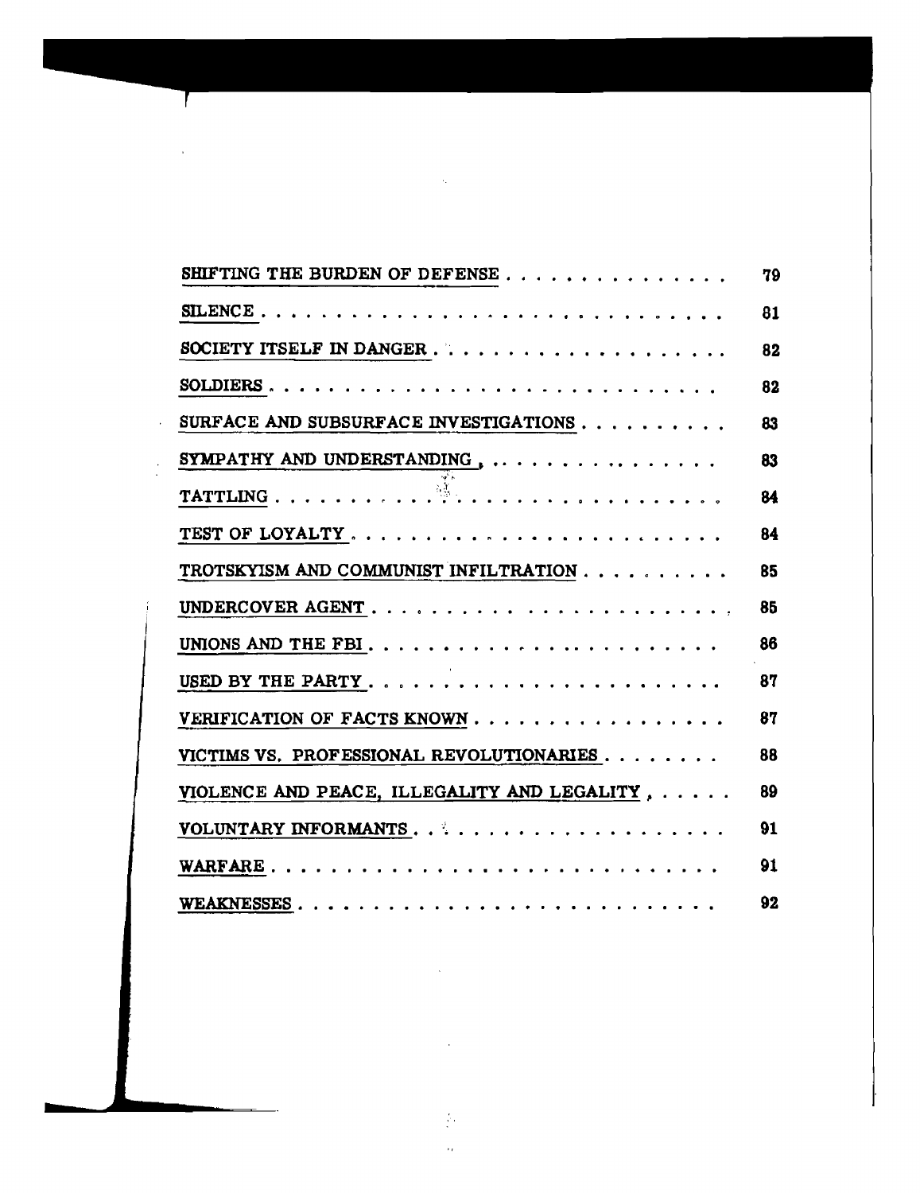| | |
|---|---|
| SHIFTING THE BURDEN OF DEFENSE | 79 |
| SILENCE | 81 |
| SOCIETY ITSELF IN DANGER | 82 |
| SOLDIERS | 82 |
| SURFACE AND SUBSURFACE INVESTIGATIONS | 83 |
| SYMPATHY AND UNDERSTANDING | 83 |
| TATTLING | 84 |
| TEST OF LOYALTY | 84 |
| TROTSKYISM AND COMMUNIST INFILTRATION | 85 |
| UNDERCOVER AGENT | 85 |
| UNIONS AND THE FBI | 86 |
| USED BY THE PARTY | 87 |
| VERIFICATION OF FACTS KNOWN | 87 |
| VICTIMS VS. PROFESSIONAL REVOLUTIONARIES | 88 |
| VIOLENCE AND PEACE, ILLEGALITY AND LEGALITY | 89 |
| VOLUNTARY INFORMANTS | 91 |
| WARFARE | 91 |
| WEAKNESSES | 92 |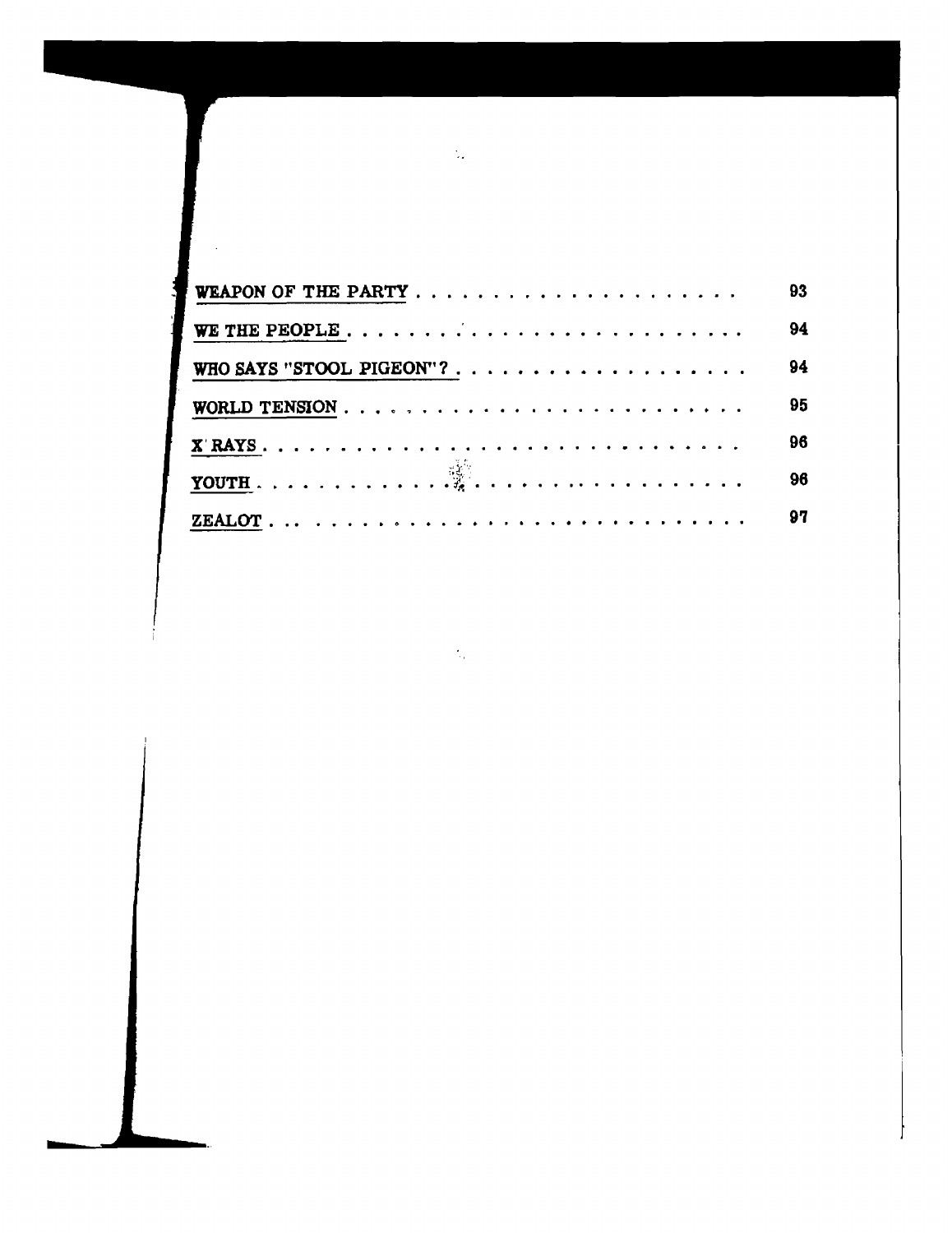| | |
|---|---|
| WEAPON OF THE PARTY | 93 |
| WE THE PEOPLE | 94 |
| WHO SAYS "STOOL PIGEON"? | 94 |
| WORLD TENSION | 95 |
| X RAYS | 96 |
| YOUTH | 96 |
| ZEALOT | 97 |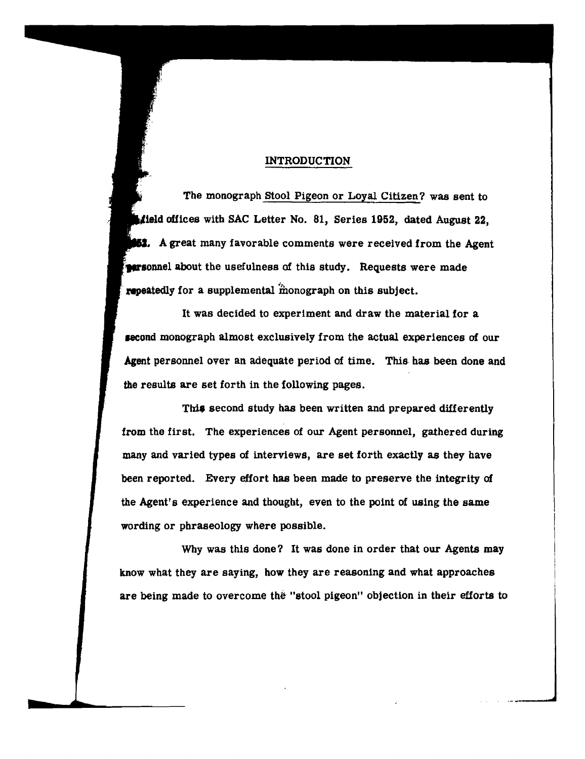## INTRODUCTION

The monograph Stool Pigeon or Loyal Citizen? was sent to field offices with SAC Letter No. 81, Series 1952, dated August 22, 1952. A great many favorable comments were received from the Agent personnel about the usefulness of this study. Requests were made repeatedly for a supplemental monograph on this subject.

It was decided to experiment and draw the material for a second monograph almost exclusively from the actual experiences of our Agent personnel over an adequate period of time. This has been done and the results are set forth in the following pages.

This second study has been written and prepared differently from the first. The experiences of our Agent personnel, gathered during many and varied types of interviews, are set forth exactly as they have been reported. Every effort has been made to preserve the integrity of the Agent's experience and thought, even to the point of using the same wording or phraseology where possible.

Why was this done? It was done in order that our Agents may know what they are saying, how they are reasoning and what approaches are being made to overcome the "stool pigeon" objection in their efforts to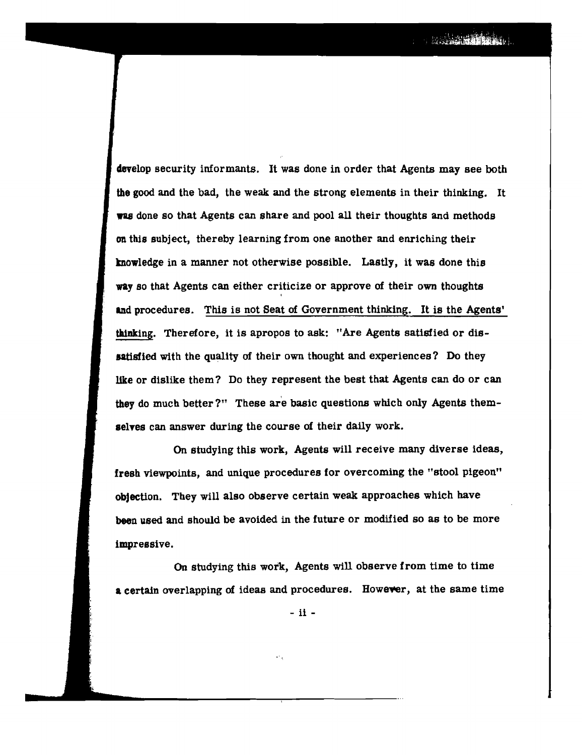develop security informants. It was done in order that Agents may see both the good and the bad, the weak and the strong elements in their thinking. It was done so that Agents can share and pool all their thoughts and methods on this subject, thereby learning from one another and enriching their knowledge in a manner not otherwise possible. Lastly, it was done this way so that Agents can either criticize or approve of their own thoughts and procedures. <u>This is not Seat of Government thinking. It is the Agents' thinking</u>. Therefore, it is apropos to ask: "Are Agents satisfied or dissatisfied with the quality of their own thought and experiences? Do they like or dislike them? Do they represent the best that Agents can do or can they do much better?" These are basic questions which only Agents themselves can answer during the course of their daily work.

On studying this work, Agents will receive many diverse ideas, fresh viewpoints, and unique procedures for overcoming the "stool pigeon" objection. They will also observe certain weak approaches which have been used and should be avoided in the future or modified so as to be more impressive.

On studying this work, Agents will observe from time to time a certain overlapping of ideas and procedures. However, at the same time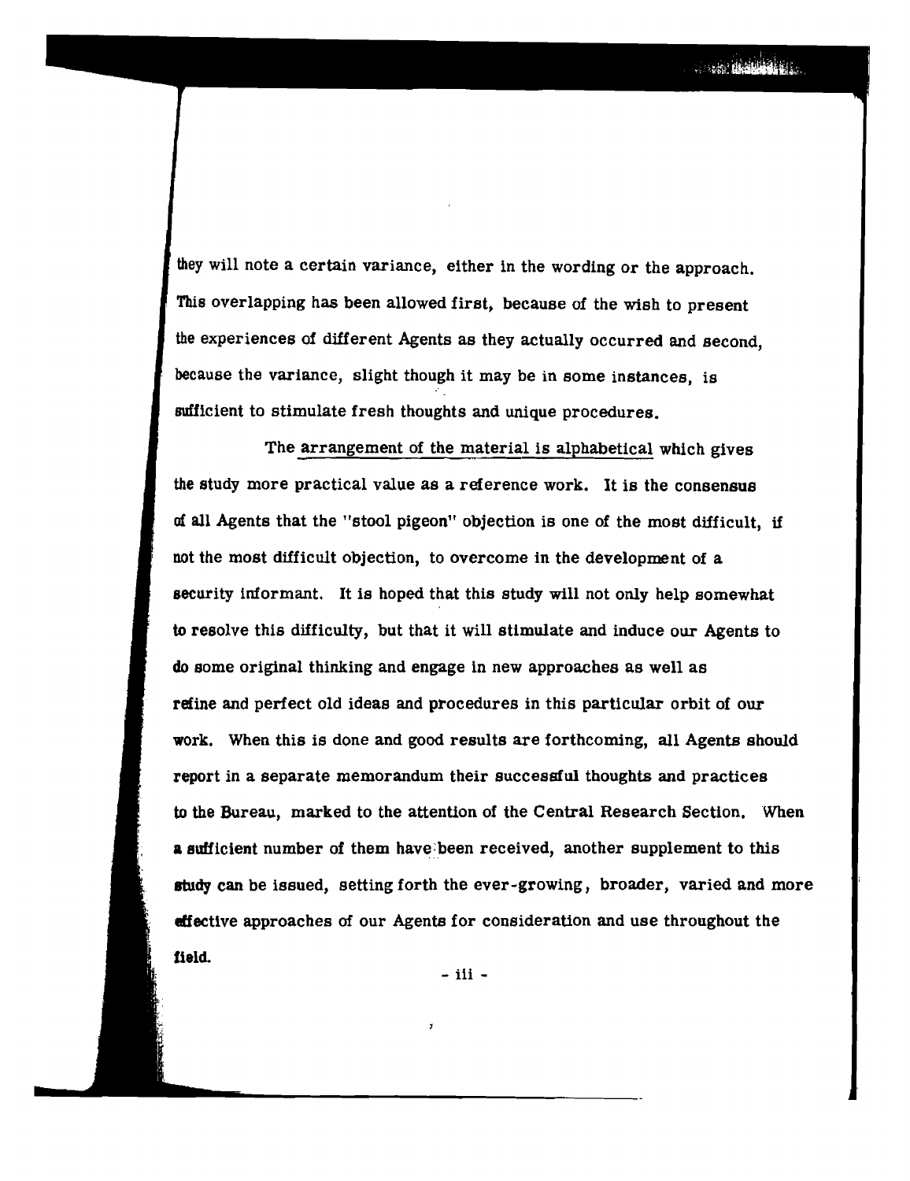they will note a certain variance, either in the wording or the approach. This overlapping has been allowed first, because of the wish to present the experiences of different Agents as they actually occurred and second, because the variance, slight though it may be in some instances, is sufficient to stimulate fresh thoughts and unique procedures.

The arrangement of the material is alphabetical which gives the study more practical value as a reference work. It is the consensus of all Agents that the "stool pigeon" objection is one of the most difficult, if not the most difficult objection, to overcome in the development of a security informant. It is hoped that this study will not only help somewhat to resolve this difficulty, but that it will stimulate and induce our Agents to do some original thinking and engage in new approaches as well as refine and perfect old ideas and procedures in this particular orbit of our work. When this is done and good results are forthcoming, all Agents should report in a separate memorandum their successful thoughts and practices to the Bureau, marked to the attention of the Central Research Section. When a sufficient number of them have been received, another supplement to this study can be issued, setting forth the ever-growing, broader, varied and more effective approaches of our Agents for consideration and use throughout the field.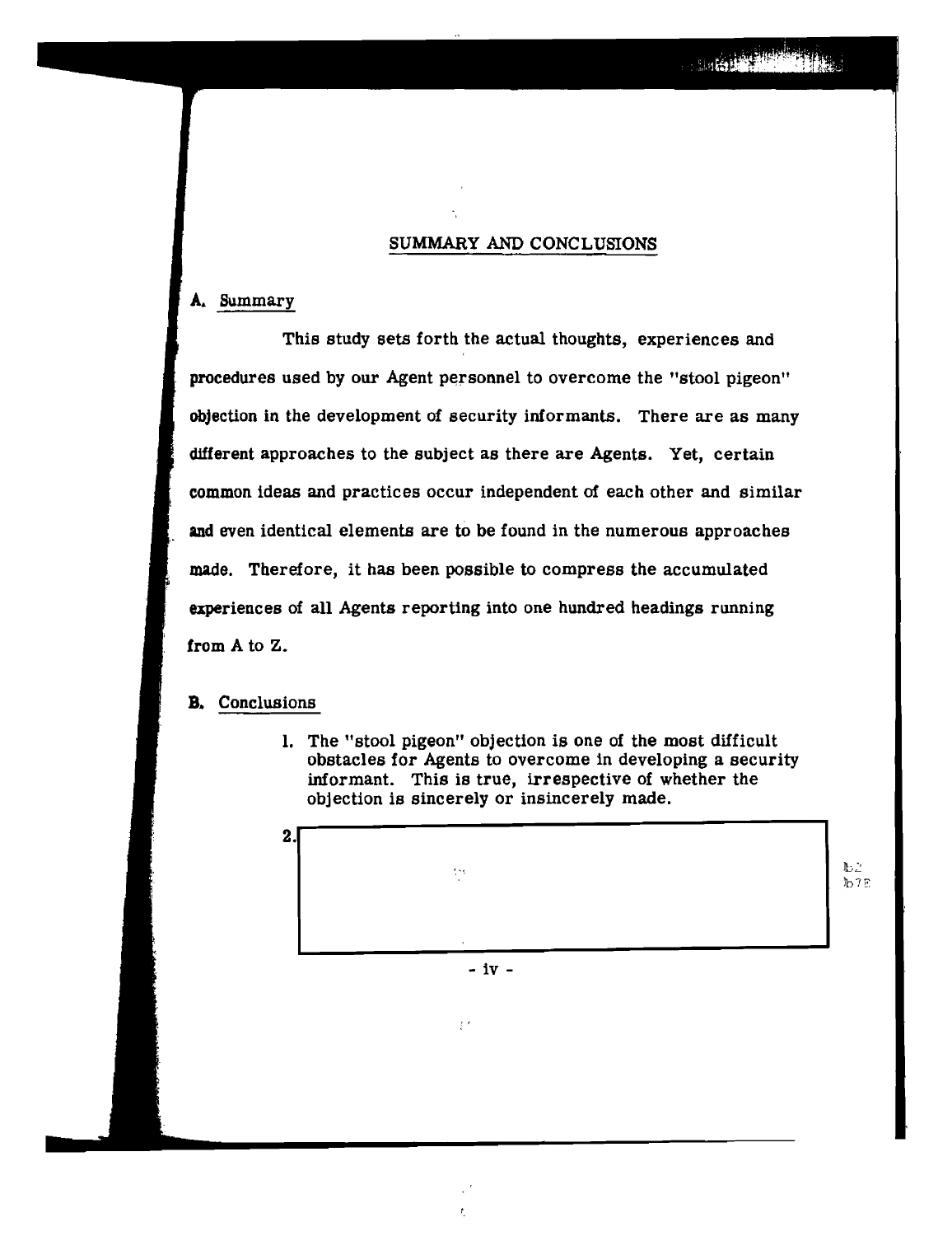## SUMMARY AND CONCLUSIONS

### A. Summary

This study sets forth the actual thoughts, experiences and procedures used by our Agent personnel to overcome the "stool pigeon" objection in the development of security informants. There are as many different approaches to the subject as there are Agents. Yet, certain common ideas and practices occur independent of each other and similar and even identical elements are to be found in the numerous approaches made. Therefore, it has been possible to compress the accumulated experiences of all Agents reporting into one hundred headings running from A to Z.

### B. Conclusions

1. The "stool pigeon" objection is one of the most difficult obstacles for Agents to overcome in developing a security informant. This is true, irrespective of whether the objection is sincerely or insincerely made.

2. [redacted]

b2
b7E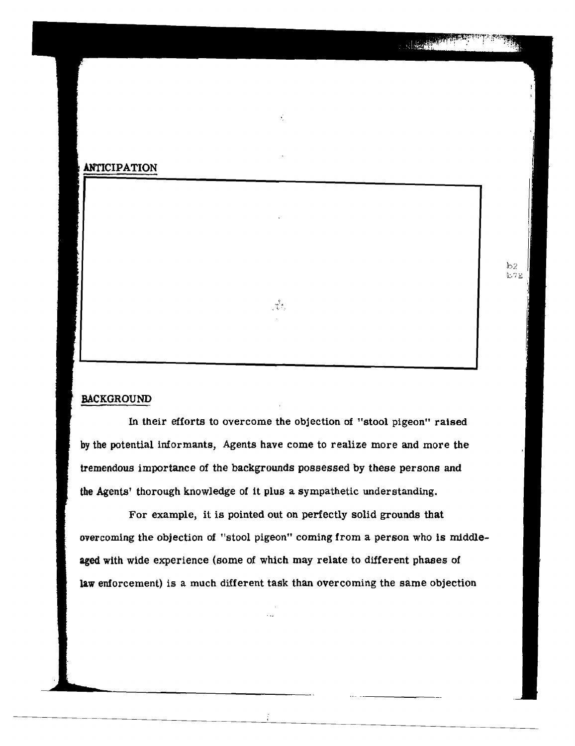## ANTICIPATION

b2
b7E

## BACKGROUND

In their efforts to overcome the objection of "stool pigeon" raised by the potential informants, Agents have come to realize more and more the tremendous importance of the backgrounds possessed by these persons and the Agents' thorough knowledge of it plus a sympathetic understanding.

For example, it is pointed out on perfectly solid grounds that overcoming the objection of "stool pigeon" coming from a person who is middle-aged with wide experience (some of which may relate to different phases of law enforcement) is a much different task than overcoming the same objection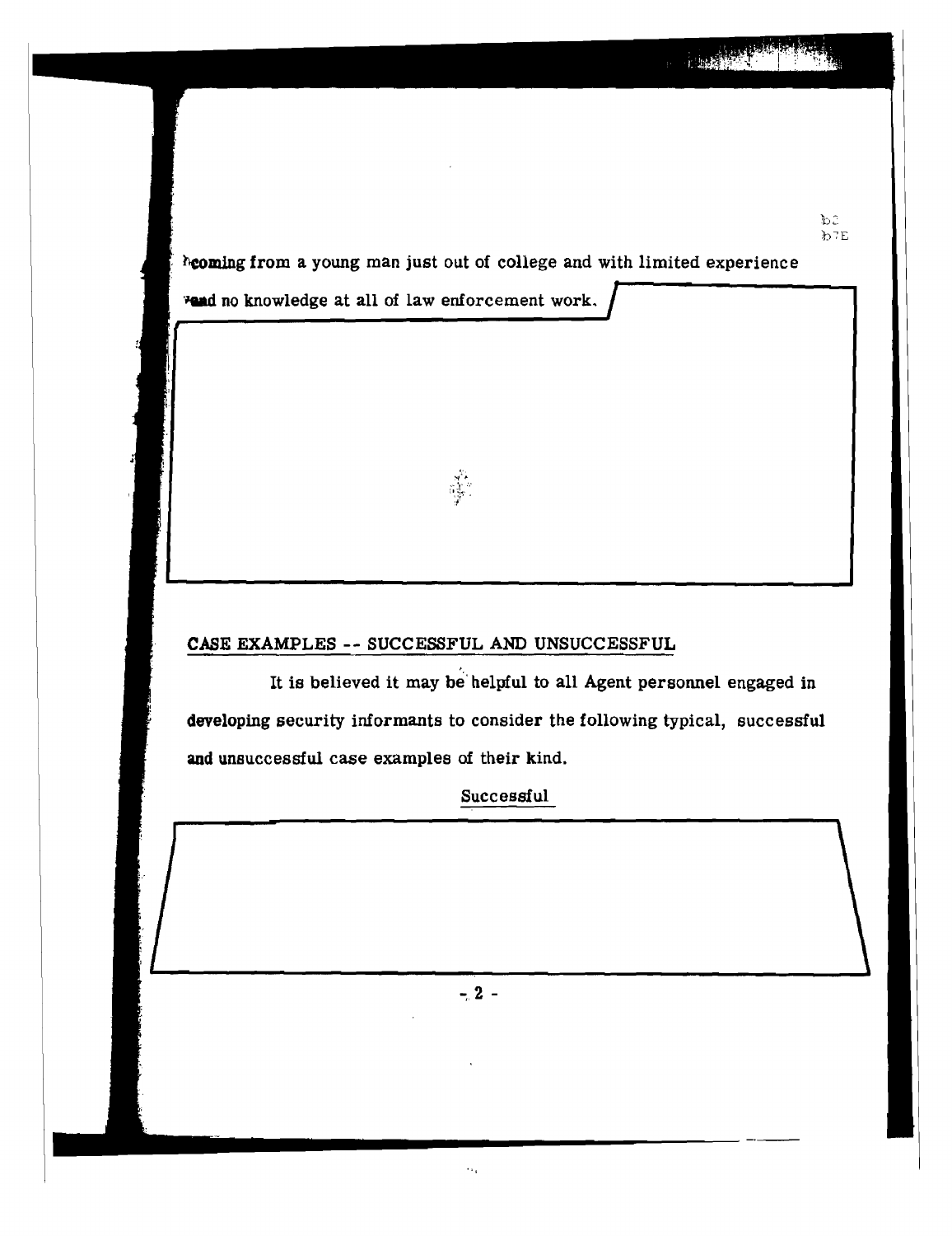b2
b7E

coming from a young man just out of college and with limited experience and no knowledge at all of law enforcement work.

## CASE EXAMPLES -- SUCCESSFUL AND UNSUCCESSFUL

It is believed it may be helpful to all Agent personnel engaged in developing security informants to consider the following typical, successful and unsuccessful case examples of their kind.

Successful